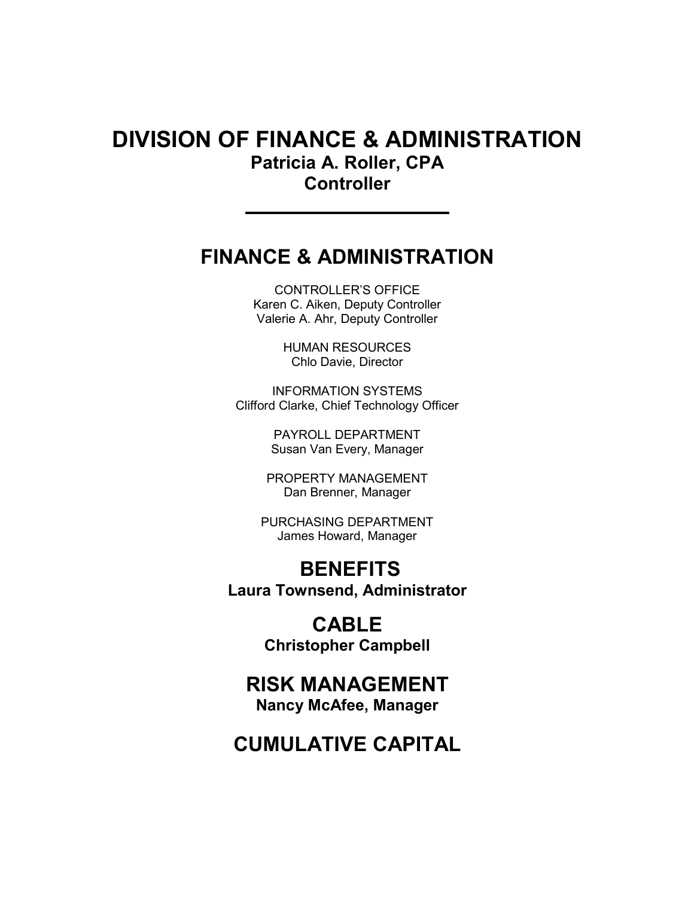# DIVISION OF FINANCE & ADMINISTRATION

**Patricia A. Roller, CPA**
**Controller**

---

## FINANCE & ADMINISTRATION

CONTROLLER'S OFFICE
Karen C. Aiken, Deputy Controller
Valerie A. Ahr, Deputy Controller

HUMAN RESOURCES
Chlo Davie, Director

INFORMATION SYSTEMS
Clifford Clarke, Chief Technology Officer

PAYROLL DEPARTMENT
Susan Van Every, Manager

PROPERTY MANAGEMENT
Dan Brenner, Manager

PURCHASING DEPARTMENT
James Howard, Manager

## BENEFITS

**Laura Townsend, Administrator**

## CABLE

**Christopher Campbell**

## RISK MANAGEMENT

**Nancy McAfee, Manager**

## CUMULATIVE CAPITAL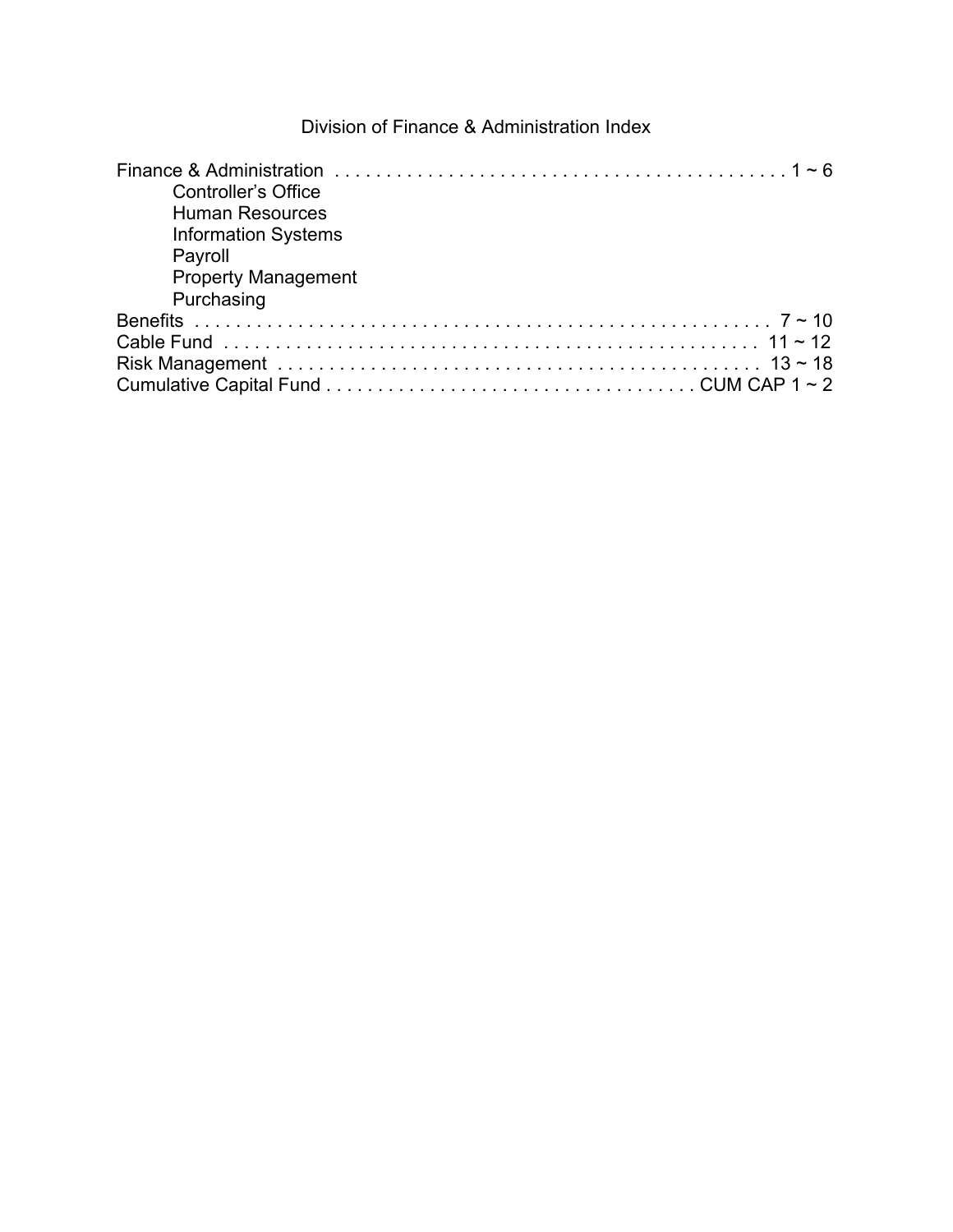# Division of Finance & Administration Index

| Section | Pages |
| --- | --- |
| Finance & Administration | 1 ~ 6 |
| Controller's Office | |
| Human Resources | |
| Information Systems | |
| Payroll | |
| Property Management | |
| Purchasing | |
| Benefits | 7 ~ 10 |
| Cable Fund | 11 ~ 12 |
| Risk Management | 13 ~ 18 |
| Cumulative Capital Fund | CUM CAP 1 ~ 2 |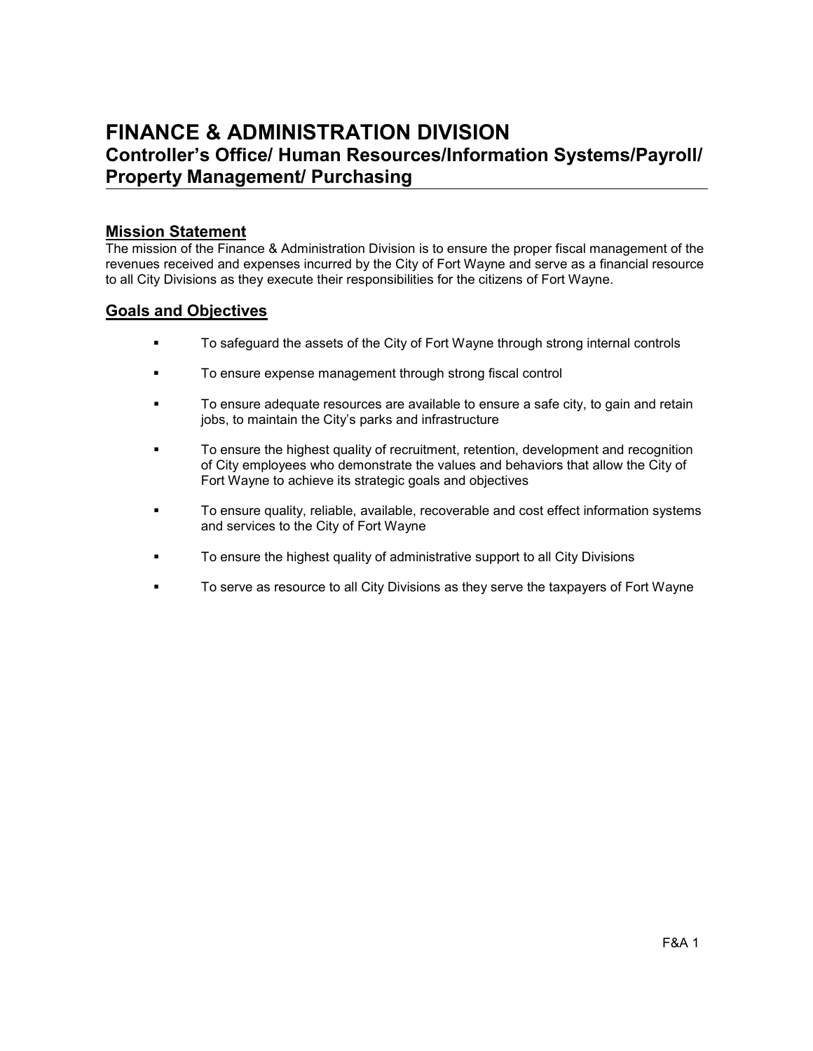# FINANCE & ADMINISTRATION DIVISION

## Controller's Office/ Human Resources/Information Systems/Payroll/ Property Management/ Purchasing

### Mission Statement

The mission of the Finance & Administration Division is to ensure the proper fiscal management of the revenues received and expenses incurred by the City of Fort Wayne and serve as a financial resource to all City Divisions as they execute their responsibilities for the citizens of Fort Wayne.

### Goals and Objectives

- To safeguard the assets of the City of Fort Wayne through strong internal controls
- To ensure expense management through strong fiscal control
- To ensure adequate resources are available to ensure a safe city, to gain and retain jobs, to maintain the City's parks and infrastructure
- To ensure the highest quality of recruitment, retention, development and recognition of City employees who demonstrate the values and behaviors that allow the City of Fort Wayne to achieve its strategic goals and objectives
- To ensure quality, reliable, available, recoverable and cost effect information systems and services to the City of Fort Wayne
- To ensure the highest quality of administrative support to all City Divisions
- To serve as resource to all City Divisions as they serve the taxpayers of Fort Wayne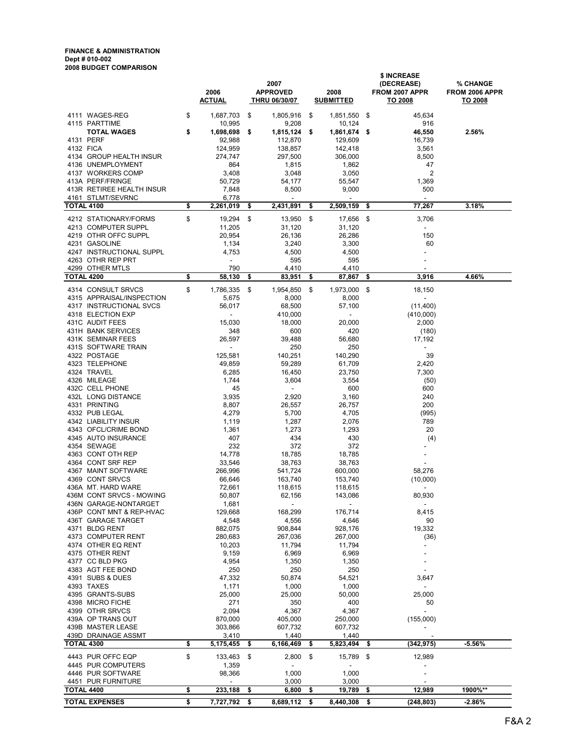**FINANCE & ADMINISTRATION**
**Dept # 010-002**
**2008 BUDGET COMPARISON**

| | 2006 ACTUAL | 2007 APPROVED THRU 06/30/07 | 2008 SUBMITTED | $ INCREASE (DECREASE) FROM 2007 APPR TO 2008 | % CHANGE FROM 2006 APPR TO 2008 |
|---|---|---|---|---|---|
| 4111 WAGES-REG | $ 1,687,703 | $ 1,805,916 | $ 1,851,550 | $ 45,634 | |
| 4115 PARTTIME | 10,995 | 9,208 | 10,124 | 916 | |
| **TOTAL WAGES** | **$ 1,698,698** | **$ 1,815,124** | **$ 1,861,674** | **$ 46,550** | **2.56%** |
| 4131 PERF | 92,988 | 112,870 | 129,609 | 16,739 | |
| 4132 FICA | 124,959 | 138,857 | 142,418 | 3,561 | |
| 4134 GROUP HEALTH INSUR | 274,747 | 297,500 | 306,000 | 8,500 | |
| 4136 UNEMPLOYMENT | 864 | 1,815 | 1,862 | 47 | |
| 4137 WORKERS COMP | 3,408 | 3,048 | 3,050 | 2 | |
| 413A PERF/FRINGE | 50,729 | 54,177 | 55,547 | 1,369 | |
| 413R RETIREE HEALTH INSUR | 7,848 | 8,500 | 9,000 | 500 | |
| 4161 STLMT/SEVRNC | 6,778 | - | - | - | |
| **TOTAL 4100** | **$ 2,261,019** | **$ 2,431,891** | **$ 2,509,159** | **$ 77,267** | **3.18%** |
| 4212 STATIONARY/FORMS | $ 19,294 | $ 13,950 | $ 17,656 | $ 3,706 | |
| 4213 COMPUTER SUPPL | 11,205 | 31,120 | 31,120 | - | |
| 4219 OTHR OFFC SUPPL | 20,954 | 26,136 | 26,286 | 150 | |
| 4231 GASOLINE | 1,134 | 3,240 | 3,300 | 60 | |
| 4247 INSTRUCTIONAL SUPPL | 4,753 | 4,500 | 4,500 | - | |
| 4263 OTHR REP PRT | - | 595 | 595 | - | |
| 4299 OTHER MTLS | 790 | 4,410 | 4,410 | - | |
| **TOTAL 4200** | **$ 58,130** | **$ 83,951** | **$ 87,867** | **$ 3,916** | **4.66%** |
| 4314 CONSULT SRVCS | $ 1,786,335 | $ 1,954,850 | $ 1,973,000 | $ 18,150 | |
| 4315 APPRAISAL/INSPECTION | 5,675 | 8,000 | 8,000 | - | |
| 4317 INSTRUCTIONAL SVCS | 56,017 | 68,500 | 57,100 | (11,400) | |
| 4318 ELECTION EXP | - | 410,000 | - | (410,000) | |
| 431C AUDIT FEES | 15,030 | 18,000 | 20,000 | 2,000 | |
| 431H BANK SERVICES | 348 | 600 | 420 | (180) | |
| 431K SEMINAR FEES | 26,597 | 39,488 | 56,680 | 17,192 | |
| 431S SOFTWARE TRAIN | - | 250 | 250 | - | |
| 4322 POSTAGE | 125,581 | 140,251 | 140,290 | 39 | |
| 4323 TELEPHONE | 49,859 | 59,289 | 61,709 | 2,420 | |
| 4324 TRAVEL | 6,285 | 16,450 | 23,750 | 7,300 | |
| 4326 MILEAGE | 1,744 | 3,604 | 3,554 | (50) | |
| 432C CELL PHONE | 45 | - | 600 | 600 | |
| 432L LONG DISTANCE | 3,935 | 2,920 | 3,160 | 240 | |
| 4331 PRINTING | 8,807 | 26,557 | 26,757 | 200 | |
| 4332 PUB LEGAL | 4,279 | 5,700 | 4,705 | (995) | |
| 4342 LIABILITY INSUR | 1,119 | 1,287 | 2,076 | 789 | |
| 4343 OFCL/CRIME BOND | 1,361 | 1,273 | 1,293 | 20 | |
| 4345 AUTO INSURANCE | 407 | 434 | 430 | (4) | |
| 4354 SEWAGE | 232 | 372 | 372 | - | |
| 4363 CONT OTH REP | 14,778 | 18,785 | 18,785 | - | |
| 4364 CONT SRF REP | 33,546 | 38,763 | 38,763 | - | |
| 4367 MAINT SOFTWARE | 266,996 | 541,724 | 600,000 | 58,276 | |
| 4369 CONT SRVCS | 66,646 | 163,740 | 153,740 | (10,000) | |
| 436A MT. HARD WARE | 72,661 | 118,615 | 118,615 | - | |
| 436M CONT SRVCS - MOWING | 50,807 | 62,156 | 143,086 | 80,930 | |
| 436N GARAGE-NONTARGET | 1,681 | - | - | - | |
| 436P CONT MNT & REP-HVAC | 129,668 | 168,299 | 176,714 | 8,415 | |
| 436T GARAGE TARGET | 4,548 | 4,556 | 4,646 | 90 | |
| 4371 BLDG RENT | 882,075 | 908,844 | 928,176 | 19,332 | |
| 4373 COMPUTER RENT | 280,683 | 267,036 | 267,000 | (36) | |
| 4374 OTHER EQ RENT | 10,203 | 11,794 | 11,794 | - | |
| 4375 OTHER RENT | 9,159 | 6,969 | 6,969 | - | |
| 4377 CC BLD PKG | 4,954 | 1,350 | 1,350 | - | |
| 4383 AGT FEE BOND | 250 | 250 | 250 | - | |
| 4391 SUBS & DUES | 47,332 | 50,874 | 54,521 | 3,647 | |
| 4393 TAXES | 1,171 | 1,000 | 1,000 | - | |
| 4395 GRANTS-SUBS | 25,000 | 25,000 | 50,000 | 25,000 | |
| 4398 MICRO FICHE | 271 | 350 | 400 | 50 | |
| 4399 OTHR SRVCS | 2,094 | 4,367 | 4,367 | - | |
| 439A OP TRANS OUT | 870,000 | 405,000 | 250,000 | (155,000) | |
| 439B MASTER LEASE | 303,866 | 607,732 | 607,732 | - | |
| 439D DRAINAGE ASSMT | 3,410 | 1,440 | 1,440 | - | |
| **TOTAL 4300** | **$ 5,175,455** | **$ 6,166,469** | **$ 5,823,494** | **$ (342,975)** | **-5.56%** |
| 4443 PUR OFFC EQP | $ 133,463 | $ 2,800 | $ 15,789 | $ 12,989 | |
| 4445 PUR COMPUTERS | 1,359 | - | - | - | |
| 4446 PUR SOFTWARE | 98,366 | 1,000 | 1,000 | - | |
| 4451 PUR FURNITURE | - | 3,000 | 3,000 | - | |
| **TOTAL 4400** | **$ 233,188** | **$ 6,800** | **$ 19,789** | **$ 12,989** | **1900%\*\*** |
| **TOTAL EXPENSES** | **$ 7,727,792** | **$ 8,689,112** | **$ 8,440,308** | **$ (248,803)** | **-2.86%** |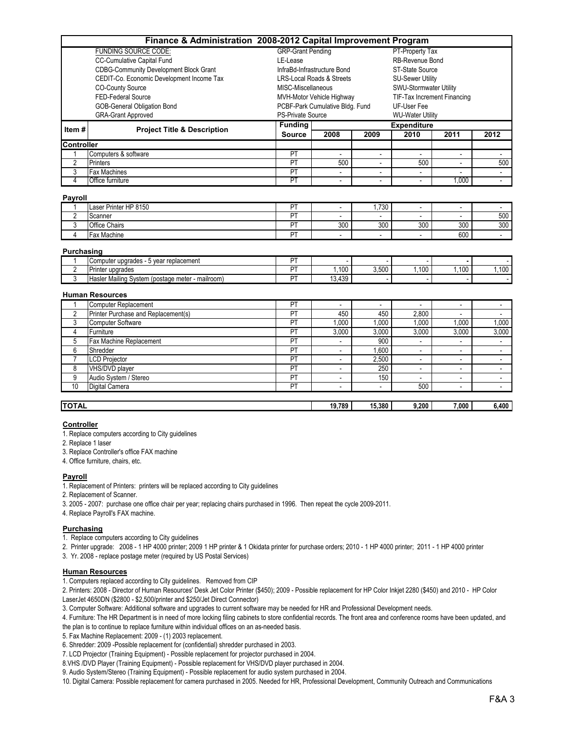# Finance & Administration 2008-2012 Capital Improvement Program

| FUNDING SOURCE CODE: | | |
|---|---|---|
| CC-Cumulative Capital Fund | GRP-Grant Pending | PT-Property Tax |
| CDBG-Community Development Block Grant | LE-Lease | RB-Revenue Bond |
| CEDIT-Co. Economic Development Income Tax | InfraBd-Infrastructure Bond | ST-State Source |
| CO-County Source | LRS-Local Roads & Streets | SU-Sewer Utility |
| FED-Federal Source | MISC-Miscellaneous | SWU-Stormwater Utility |
| GOB-General Obligation Bond | MVH-Motor Vehicle Highway | TIF-Tax Increment Financing |
| GRA-Grant Approved | PCBF-Park Cumulative Bldg. Fund | UF-User Fee |
| | PS-Private Source | WU-Water Utility |

| Item # | Project Title & Description | Funding Source | Expenditure 2008 | 2009 | 2010 | 2011 | 2012 |
|---|---|---|---|---|---|---|---|
| **Controller** | | | | | | | |
| 1 | Computers & software | PT | - | - | - | - | - |
| 2 | Printers | PT | 500 | - | 500 | - | 500 |
| 3 | Fax Machines | PT | - | - | - | - | - |
| 4 | Office furniture | PT | - | - | - | 1,000 | - |
| **Payroll** | | | | | | | |
| 1 | Laser Printer HP 8150 | PT | - | 1,730 | - | - | - |
| 2 | Scanner | PT | - | - | - | - | 500 |
| 3 | Office Chairs | PT | 300 | 300 | 300 | 300 | 300 |
| 4 | Fax Machine | PT | - | - | - | 600 | - |
| **Purchasing** | | | | | | | |
| 1 | Computer upgrades - 5 year replacement | PT | - | - | - | - | - |
| 2 | Printer upgrades | PT | 1,100 | 3,500 | 1,100 | 1,100 | 1,100 |
| 3 | Hasler Mailing System (postage meter - mailroom) | PT | 13,439 | - | - | - | - |
| **Human Resources** | | | | | | | |
| 1 | Computer Replacement | PT | - | - | - | - | - |
| 2 | Printer Purchase and Replacement(s) | PT | 450 | 450 | 2,800 | - | - |
| 3 | Computer Software | PT | 1,000 | 1,000 | 1,000 | 1,000 | 1,000 |
| 4 | Furniture | PT | 3,000 | 3,000 | 3,000 | 3,000 | 3,000 |
| 5 | Fax Machine Replacement | PT | - | 900 | - | - | - |
| 6 | Shredder | PT | - | 1,600 | - | - | - |
| 7 | LCD Projector | PT | - | 2,500 | - | - | - |
| 8 | VHS/DVD player | PT | - | 250 | - | - | - |
| 9 | Audio System / Stereo | PT | - | 150 | - | - | - |
| 10 | Digital Camera | PT | - | - | 500 | - | - |
| **TOTAL** | | | **19,789** | **15,380** | **9,200** | **7,000** | **6,400** |

**Controller**

1. Replace computers according to City guidelines
2. Replace 1 laser
3. Replace Controller's office FAX machine
4. Office furniture, chairs, etc.

**Payroll**

1. Replacement of Printers: printers will be replaced according to City guidelines
2. Replacement of Scanner.
3. 2005 - 2007: purchase one office chair per year; replacing chairs purchased in 1996. Then repeat the cycle 2009-2011.
4. Replace Payroll's FAX machine.

**Purchasing**

1. Replace computers according to City guidelines
2. Printer upgrade: 2008 - 1 HP 4000 printer; 2009 1 HP printer & 1 Okidata printer for purchase orders; 2010 - 1 HP 4000 printer; 2011 - 1 HP 4000 printer
3. Yr. 2008 - replace postage meter (required by US Postal Services)

**Human Resources**

1. Computers replaced according to City guidelines. Removed from CIP
2. Printers: 2008 - Director of Human Resources' Desk Jet Color Printer ($450); 2009 - Possible replacement for HP Color Inkjet 2280 ($450) and 2010 - HP Color LaserJet 4650DN ($2800 - $2,500/printer and $250/Jet Direct Connector)
3. Computer Software: Additional software and upgrades to current software may be needed for HR and Professional Development needs.
4. Furniture: The HR Department is in need of more locking filing cabinets to store confidential records. The front area and conference rooms have been updated, and the plan is to continue to replace furniture within individual offices on an as-needed basis.
5. Fax Machine Replacement: 2009 - (1) 2003 replacement.
6. Shredder: 2009 -Possible replacement for (confidential) shredder purchased in 2003.
7. LCD Projector (Training Equipment) - Possible replacement for projector purchased in 2004.
8. VHS /DVD Player (Training Equipment) - Possible replacement for VHS/DVD player purchased in 2004.
9. Audio System/Stereo (Training Equipment) - Possible replacement for audio system purchased in 2004.
10. Digital Camera: Possible replacement for camera purchased in 2005. Needed for HR, Professional Development, Community Outreach and Communications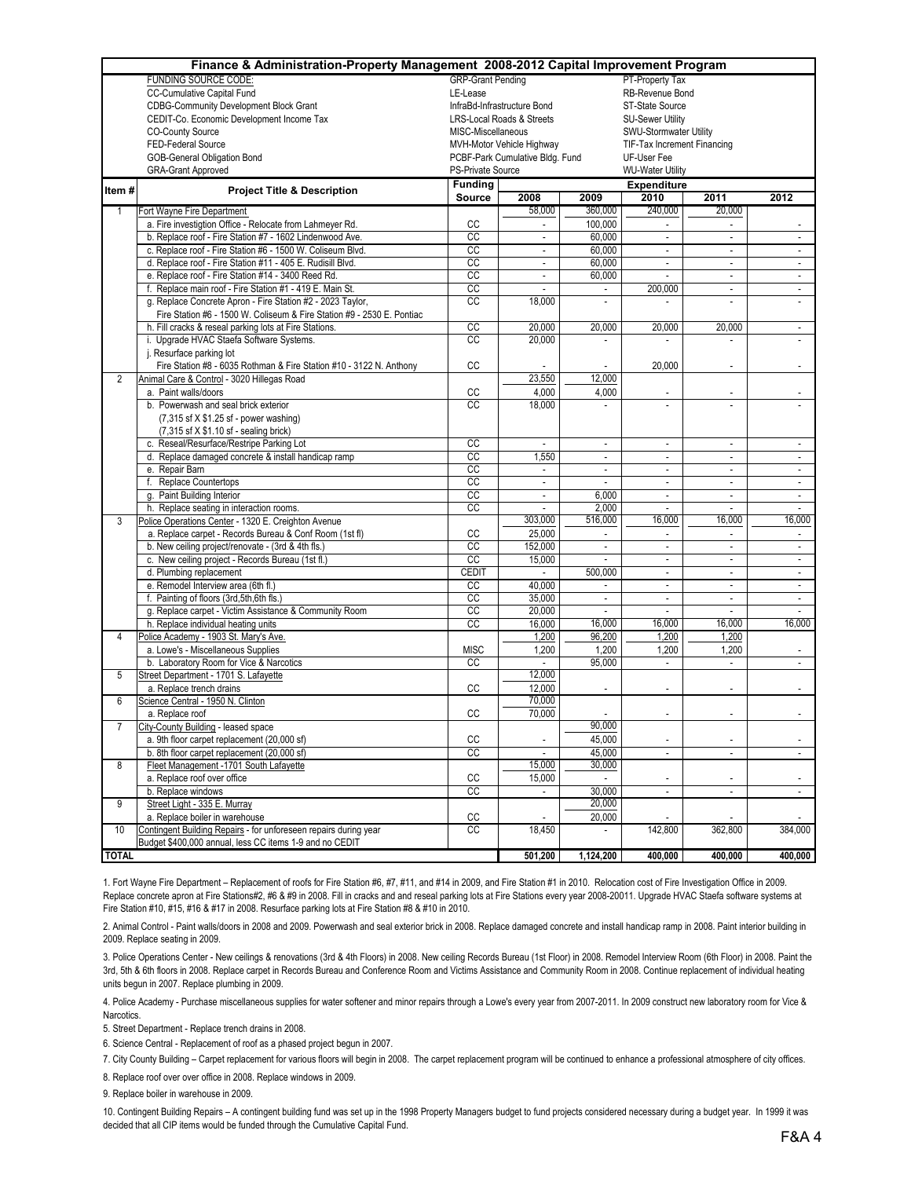# Finance & Administration-Property Management 2008-2012 Capital Improvement Program

**FUNDING SOURCE CODE:**

| | | |
|---|---|---|
| CC-Cumulative Capital Fund | GRP-Grant Pending | PT-Property Tax |
| CDBG-Community Development Block Grant | LE-Lease | RB-Revenue Bond |
| CEDIT-Co. Economic Development Income Tax | InfraBd-Infrastructure Bond | ST-State Source |
| CO-County Source | LRS-Local Roads & Streets | SU-Sewer Utility |
| FED-Federal Source | MISC-Miscellaneous | SWU-Stormwater Utility |
| GOB-General Obligation Bond | MVH-Motor Vehicle Highway | TIF-Tax Increment Financing |
| GRA-Grant Approved | PCBF-Park Cumulative Bldg. Fund | UF-User Fee |
| | PS-Private Source | WU-Water Utility |

| Item # | Project Title & Description | Funding Source | Expenditure 2008 | 2009 | 2010 | 2011 | 2012 |
|---|---|---|---|---|---|---|---|
| 1 | Fort Wayne Fire Department | | 58,000 | 360,000 | 240,000 | 20,000 | |
| | a. Fire investigtion Office - Relocate from Lahmeyer Rd. | CC | - | 100,000 | - | - | - |
| | b. Replace roof - Fire Station #7 - 1602 Lindenwood Ave. | CC | - | 60,000 | - | - | - |
| | c. Replace roof - Fire Station #6 - 1500 W. Coliseum Blvd. | CC | - | 60,000 | - | - | - |
| | d. Replace roof - Fire Station #11 - 405 E. Rudisill Blvd. | CC | - | 60,000 | - | - | - |
| | e. Replace roof - Fire Station #14 - 3400 Reed Rd. | CC | - | 60,000 | - | - | - |
| | f. Replace main roof - Fire Station #1 - 419 E. Main St. | CC | - | - | 200,000 | - | - |
| | g. Replace Concrete Apron - Fire Station #2 - 2023 Taylor, Fire Station #6 - 1500 W. Coliseum & Fire Station #9 - 2530 E. Pontiac | CC | 18,000 | - | - | - | - |
| | h. Fill cracks & reseal parking lots at Fire Stations. | CC | 20,000 | 20,000 | 20,000 | 20,000 | - |
| | i. Upgrade HVAC Staefa Software Systems. | CC | 20,000 | - | - | - | - |
| | j. Resurface parking lot Fire Station #8 - 6035 Rothman & Fire Station #10 - 3122 N. Anthony | CC | - | - | 20,000 | - | - |
| 2 | Animal Care & Control - 3020 Hillegas Road | | 23,550 | 12,000 | | | |
| | a. Paint walls/doors | CC | 4,000 | 4,000 | - | - | - |
| | b. Powerwash and seal brick exterior (7,315 sf X $1.25 sf - power washing) (7,315 sf X $1.10 sf - sealing brick) | CC | 18,000 | - | - | - | - |
| | c. Reseal/Resurface/Restripe Parking Lot | CC | - | - | - | - | - |
| | d. Replace damaged concrete & install handicap ramp | CC | 1,550 | - | - | - | - |
| | e. Repair Barn | CC | - | - | - | - | - |
| | f. Replace Countertops | CC | - | - | - | - | - |
| | g. Paint Building Interior | CC | - | 6,000 | - | - | - |
| | h. Replace seating in interaction rooms. | CC | - | 2,000 | - | - | - |
| 3 | Police Operations Center - 1320 E. Creighton Avenue | | 303,000 | 516,000 | 16,000 | 16,000 | 16,000 |
| | a. Replace carpet - Records Bureau & Conf Room (1st fl) | CC | 25,000 | - | - | - | - |
| | b. New ceiling project/renovate - (3rd & 4th fls.) | CC | 152,000 | - | - | - | - |
| | c. New ceiling project - Records Bureau (1st fl.) | CC | 15,000 | - | - | - | - |
| | d. Plumbing replacement | CEDIT | - | 500,000 | - | - | - |
| | e. Remodel Interview area (6th fl.) | CC | 40,000 | - | - | - | - |
| | f. Painting of floors (3rd,5th,6th fls.) | CC | 35,000 | - | - | - | - |
| | g. Replace carpet - Victim Assistance & Community Room | CC | 20,000 | - | - | - | - |
| | h. Replace individual heating units | CC | 16,000 | 16,000 | 16,000 | 16,000 | 16,000 |
| 4 | Police Academy - 1903 St. Mary's Ave. | | 1,200 | 96,200 | 1,200 | 1,200 | |
| | a. Lowe's - Miscellaneous Supplies | MISC | 1,200 | 1,200 | 1,200 | 1,200 | - |
| | b. Laboratory Room for Vice & Narcotics | CC | - | 95,000 | - | - | - |
| 5 | Street Department - 1701 S. Lafayette | | 12,000 | | | | |
| | a. Replace trench drains | CC | 12,000 | - | - | - | - |
| 6 | Science Central - 1950 N. Clinton | | 70,000 | | | | |
| | a. Replace roof | CC | 70,000 | - | - | - | - |
| 7 | City-County Building - leased space | | | 90,000 | | | |
| | a. 9th floor carpet replacement (20,000 sf) | CC | - | 45,000 | - | - | - |
| | b. 8th floor carpet replacement (20,000 sf) | CC | - | 45,000 | - | - | - |
| 8 | Fleet Management -1701 South Lafayette | | 15,000 | 30,000 | | | |
| | a. Replace roof over office | CC | 15,000 | - | - | - | - |
| | b. Replace windows | CC | - | 30,000 | - | - | - |
| 9 | Street Light - 335 E. Murray | | | 20,000 | | | |
| | a. Replace boiler in warehouse | CC | - | 20,000 | - | - | - |
| 10 | Contingent Building Repairs - for unforeseen repairs during year Budget $400,000 annual, less CC items 1-9 and no CEDIT | CC | 18,450 | - | 142,800 | 362,800 | 384,000 |
| **TOTAL** | | | **501,200** | **1,124,200** | **400,000** | **400,000** | **400,000** |

1. Fort Wayne Fire Department – Replacement of roofs for Fire Station #6, #7, #11, and #14 in 2009, and Fire Station #1 in 2010. Relocation cost of Fire Investigation Office in 2009. Replace concrete apron at Fire Stations#2, #6 & #9 in 2008. Fill in cracks and and reseal parking lots at Fire Stations every year 2008-20011. Upgrade HVAC Staefa software systems at Fire Station #10, #15, #16 & #17 in 2008. Resurface parking lots at Fire Station #8 & #10 in 2010.

2. Animal Control - Paint walls/doors in 2008 and 2009. Powerwash and seal exterior brick in 2008. Replace damaged concrete and install handicap ramp in 2008. Paint interior building in 2009. Replace seating in 2009.

3. Police Operations Center - New ceilings & renovations (3rd & 4th Floors) in 2008. New ceiling Records Bureau (1st Floor) in 2008. Remodel Interview Room (6th Floor) in 2008. Paint the 3rd, 5th & 6th floors in 2008. Replace carpet in Records Bureau and Conference Room and Victims Assistance and Community Room in 2008. Continue replacement of individual heating units begun in 2007. Replace plumbing in 2009.

4. Police Academy - Purchase miscellaneous supplies for water softener and minor repairs through a Lowe's every year from 2007-2011. In 2009 construct new laboratory room for Vice & Narcotics.

5. Street Department - Replace trench drains in 2008.

6. Science Central - Replacement of roof as a phased project begun in 2007.

7. City County Building – Carpet replacement for various floors will begin in 2008. The carpet replacement program will be continued to enhance a professional atmosphere of city offices.

8. Replace roof over over office in 2008. Replace windows in 2009.

9. Replace boiler in warehouse in 2009.

10. Contingent Building Repairs – A contingent building fund was set up in the 1998 Property Managers budget to fund projects considered necessary during a budget year. In 1999 it was decided that all CIP items would be funded through the Cumulative Capital Fund.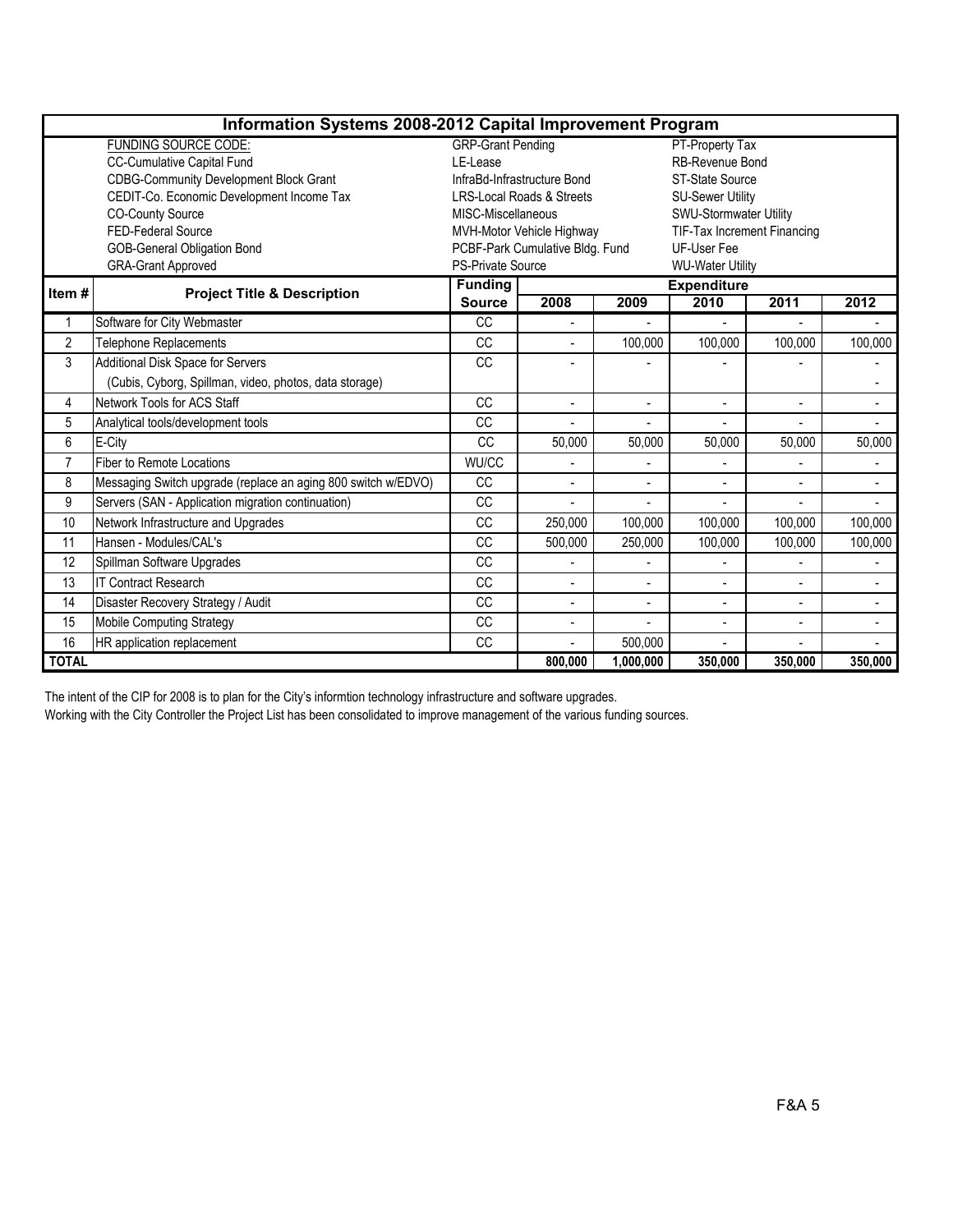## Information Systems 2008-2012 Capital Improvement Program

| FUNDING SOURCE CODE: | | |
|---|---|---|
| CC-Cumulative Capital Fund | GRP-Grant Pending | PT-Property Tax |
| CDBG-Community Development Block Grant | LE-Lease | RB-Revenue Bond |
| CEDIT-Co. Economic Development Income Tax | InfraBd-Infrastructure Bond | ST-State Source |
| CO-County Source | LRS-Local Roads & Streets | SU-Sewer Utility |
| FED-Federal Source | MISC-Miscellaneous | SWU-Stormwater Utility |
| GOB-General Obligation Bond | MVH-Motor Vehicle Highway | TIF-Tax Increment Financing |
| GRA-Grant Approved | PCBF-Park Cumulative Bldg. Fund | UF-User Fee |
| | PS-Private Source | WU-Water Utility |

| Item # | Project Title & Description | Funding Source | Expenditure 2008 | 2009 | 2010 | 2011 | 2012 |
|---|---|---|---|---|---|---|---|
| 1 | Software for City Webmaster | CC | - | - | - | - | - |
| 2 | Telephone Replacements | CC | - | 100,000 | 100,000 | 100,000 | 100,000 |
| 3 | Additional Disk Space for Servers | CC | - | - | - | - | - |
| | (Cubis, Cyborg, Spillman, video, photos, data storage) | | | | | | - |
| 4 | Network Tools for ACS Staff | CC | - | - | - | - | - |
| 5 | Analytical tools/development tools | CC | - | - | - | - | - |
| 6 | E-City | CC | 50,000 | 50,000 | 50,000 | 50,000 | 50,000 |
| 7 | Fiber to Remote Locations | WU/CC | - | - | - | - | - |
| 8 | Messaging Switch upgrade (replace an aging 800 switch w/EDVO) | CC | - | - | - | - | - |
| 9 | Servers (SAN - Application migration continuation) | CC | - | - | - | - | - |
| 10 | Network Infrastructure and Upgrades | CC | 250,000 | 100,000 | 100,000 | 100,000 | 100,000 |
| 11 | Hansen - Modules/CAL's | CC | 500,000 | 250,000 | 100,000 | 100,000 | 100,000 |
| 12 | Spillman Software Upgrades | CC | - | - | - | - | - |
| 13 | IT Contract Research | CC | - | - | - | - | - |
| 14 | Disaster Recovery Strategy / Audit | CC | - | - | - | - | - |
| 15 | Mobile Computing Strategy | CC | - | - | - | - | - |
| 16 | HR application replacement | CC | - | 500,000 | - | - | - |
| **TOTAL** | | | **800,000** | **1,000,000** | **350,000** | **350,000** | **350,000** |

The intent of the CIP for 2008 is to plan for the City's informtion technology infrastructure and software upgrades.

Working with the City Controller the Project List has been consolidated to improve management of the various funding sources.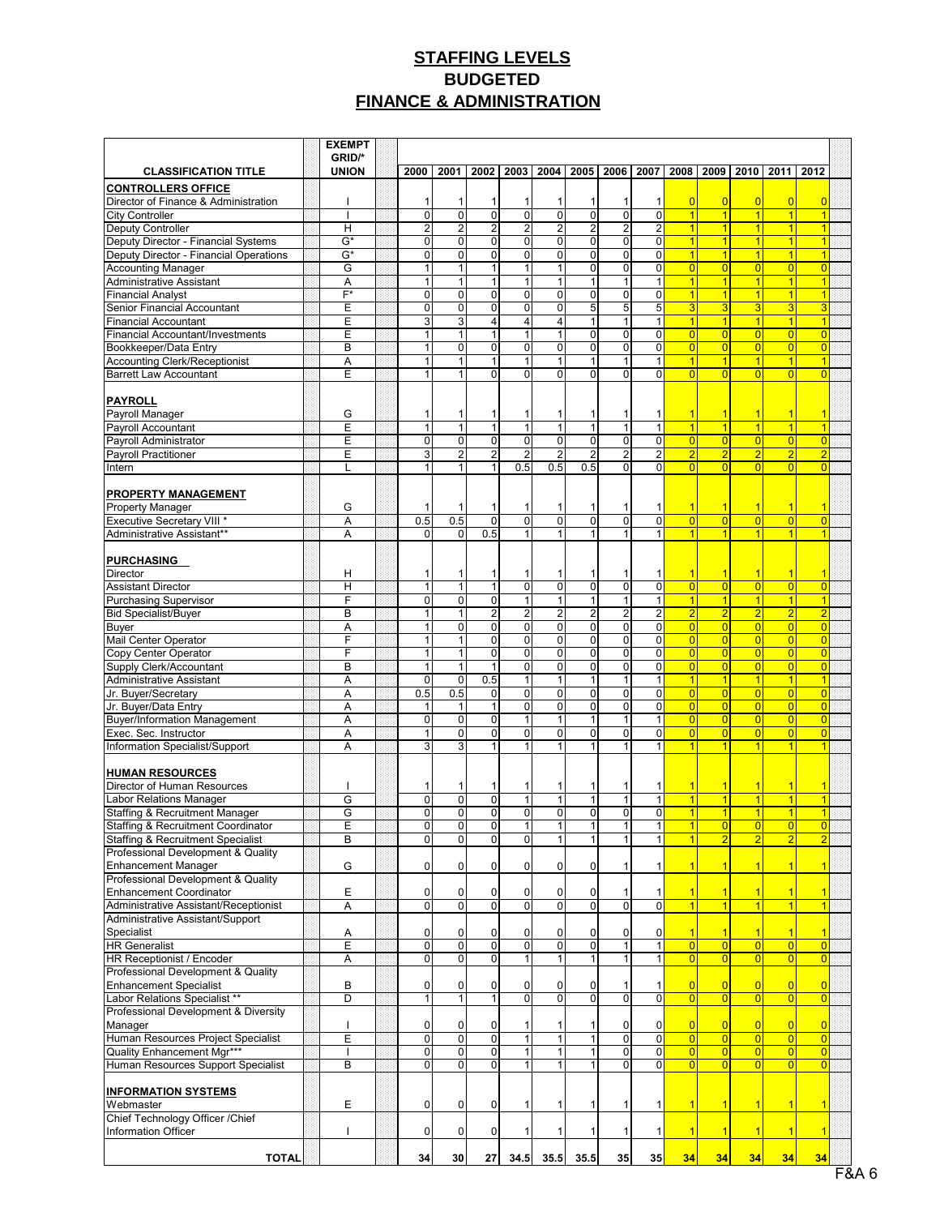# STAFFING LEVELS
## BUDGETED
## FINANCE & ADMINISTRATION

| CLASSIFICATION TITLE | EXEMPT GRID/* UNION | 2000 | 2001 | 2002 | 2003 | 2004 | 2005 | 2006 | 2007 | 2008 | 2009 | 2010 | 2011 | 2012 |
|---|---|---|---|---|---|---|---|---|---|---|---|---|---|---|
| **CONTROLLERS OFFICE** | | | | | | | | | | | | | | |
| Director of Finance & Administration | I | 1 | 1 | 1 | 1 | 1 | 1 | 1 | 1 | 0 | 0 | 0 | 0 | 0 |
| City Controller | I | 0 | 0 | 0 | 0 | 0 | 0 | 0 | 0 | 1 | 1 | 1 | 1 | 1 |
| Deputy Controller | H | 2 | 2 | 2 | 2 | 2 | 2 | 2 | 2 | 1 | 1 | 1 | 1 | 1 |
| Deputy Director - Financial Systems | G* | 0 | 0 | 0 | 0 | 0 | 0 | 0 | 0 | 1 | 1 | 1 | 1 | 1 |
| Deputy Director - Financial Operations | G* | 0 | 0 | 0 | 0 | 0 | 0 | 0 | 0 | 1 | 1 | 1 | 1 | 1 |
| Accounting Manager | G | 1 | 1 | 1 | 1 | 1 | 0 | 0 | 0 | 0 | 0 | 0 | 0 | 0 |
| Administrative Assistant | A | 1 | 1 | 1 | 1 | 1 | 1 | 1 | 1 | 1 | 1 | 1 | 1 | 1 |
| Financial Analyst | F* | 0 | 0 | 0 | 0 | 0 | 0 | 0 | 0 | 1 | 1 | 1 | 1 | 1 |
| Senior Financial Accountant | E | 0 | 0 | 0 | 0 | 0 | 5 | 5 | 5 | 3 | 3 | 3 | 3 | 3 |
| Financial Accountant | E | 3 | 3 | 4 | 4 | 4 | 1 | 1 | 1 | 1 | 1 | 1 | 1 | 1 |
| Financial Accountant/Investments | E | 1 | 1 | 1 | 1 | 1 | 0 | 0 | 0 | 0 | 0 | 0 | 0 | 0 |
| Bookkeeper/Data Entry | B | 1 | 0 | 0 | 0 | 0 | 0 | 0 | 0 | 0 | 0 | 0 | 0 | 0 |
| Accounting Clerk/Receptionist | A | 1 | 1 | 1 | 1 | 1 | 1 | 1 | 1 | 1 | 1 | 1 | 1 | 1 |
| Barrett Law Accountant | E | 1 | 1 | 0 | 0 | 0 | 0 | 0 | 0 | 0 | 0 | 0 | 0 | 0 |
| **PAYROLL** | | | | | | | | | | | | | | |
| Payroll Manager | G | 1 | 1 | 1 | 1 | 1 | 1 | 1 | 1 | 1 | 1 | 1 | 1 | 1 |
| Payroll Accountant | E | 1 | 1 | 1 | 1 | 1 | 1 | 1 | 1 | 1 | 1 | 1 | 1 | 1 |
| Payroll Administrator | E | 0 | 0 | 0 | 0 | 0 | 0 | 0 | 0 | 0 | 0 | 0 | 0 | 0 |
| Payroll Practitioner | E | 3 | 2 | 2 | 2 | 2 | 2 | 2 | 2 | 2 | 2 | 2 | 2 | 2 |
| Intern | L | 1 | 1 | 1 | 0.5 | 0.5 | 0.5 | 0 | 0 | 0 | 0 | 0 | 0 | 0 |
| **PROPERTY MANAGEMENT** | | | | | | | | | | | | | | |
| Property Manager | G | 1 | 1 | 1 | 1 | 1 | 1 | 1 | 1 | 1 | 1 | 1 | 1 | 1 |
| Executive Secretary VIII * | A | 0.5 | 0.5 | 0 | 0 | 0 | 0 | 0 | 0 | 0 | 0 | 0 | 0 | 0 |
| Administrative Assistant** | A | 0 | 0 | 0.5 | 1 | 1 | 1 | 1 | 1 | 1 | 1 | 1 | 1 | 1 |
| **PURCHASING** | | | | | | | | | | | | | | |
| Director | H | 1 | 1 | 1 | 1 | 1 | 1 | 1 | 1 | 1 | 1 | 1 | 1 | 1 |
| Assistant Director | H | 1 | 1 | 1 | 0 | 0 | 0 | 0 | 0 | 0 | 0 | 0 | 0 | 0 |
| Purchasing Supervisor | F | 0 | 0 | 0 | 1 | 1 | 1 | 1 | 1 | 1 | 1 | 1 | 1 | 1 |
| Bid Specialist/Buyer | B | 1 | 1 | 2 | 2 | 2 | 2 | 2 | 2 | 2 | 2 | 2 | 2 | 2 |
| Buyer | A | 1 | 0 | 0 | 0 | 0 | 0 | 0 | 0 | 0 | 0 | 0 | 0 | 0 |
| Mail Center Operator | F | 1 | 1 | 0 | 0 | 0 | 0 | 0 | 0 | 0 | 0 | 0 | 0 | 0 |
| Copy Center Operator | F | 1 | 1 | 0 | 0 | 0 | 0 | 0 | 0 | 0 | 0 | 0 | 0 | 0 |
| Supply Clerk/Accountant | B | 1 | 1 | 1 | 0 | 0 | 0 | 0 | 0 | 0 | 0 | 0 | 0 | 0 |
| Administrative Assistant | A | 0 | 0 | 0.5 | 1 | 1 | 1 | 1 | 1 | 1 | 1 | 1 | 1 | 1 |
| Jr. Buyer/Secretary | A | 0.5 | 0.5 | 0 | 0 | 0 | 0 | 0 | 0 | 0 | 0 | 0 | 0 | 0 |
| Jr. Buyer/Data Entry | A | 1 | 1 | 1 | 0 | 0 | 0 | 0 | 0 | 0 | 0 | 0 | 0 | 0 |
| Buyer/Information Management | A | 0 | 0 | 0 | 1 | 1 | 1 | 1 | 1 | 0 | 0 | 0 | 0 | 0 |
| Exec. Sec. Instructor | A | 1 | 0 | 0 | 0 | 0 | 0 | 0 | 0 | 0 | 0 | 0 | 0 | 0 |
| Information Specialist/Support | A | 3 | 3 | 1 | 1 | 1 | 1 | 1 | 1 | 1 | 1 | 1 | 1 | 1 |
| **HUMAN RESOURCES** | | | | | | | | | | | | | | |
| Director of Human Resources | I | 1 | 1 | 1 | 1 | 1 | 1 | 1 | 1 | 1 | 1 | 1 | 1 | 1 |
| Labor Relations Manager | G | 0 | 0 | 0 | 1 | 1 | 1 | 1 | 1 | 1 | 1 | 1 | 1 | 1 |
| Staffing & Recruitment Manager | G | 0 | 0 | 0 | 0 | 0 | 0 | 0 | 0 | 1 | 1 | 1 | 1 | 1 |
| Staffing & Recruitment Coordinator | E | 0 | 0 | 0 | 1 | 1 | 1 | 1 | 1 | 1 | 0 | 0 | 0 | 0 |
| Staffing & Recruitment Specialist | B | 0 | 0 | 0 | 0 | 1 | 1 | 1 | 1 | 1 | 2 | 2 | 2 | 2 |
| Professional Development & Quality Enhancement Manager | G | 0 | 0 | 0 | 0 | 0 | 0 | 1 | 1 | 1 | 1 | 1 | 1 | 1 |
| Professional Development & Quality Enhancement Coordinator | E | 0 | 0 | 0 | 0 | 0 | 0 | 1 | 1 | 1 | 1 | 1 | 1 | 1 |
| Administrative Assistant/Receptionist | A | 0 | 0 | 0 | 0 | 0 | 0 | 0 | 0 | 1 | 1 | 1 | 1 | 1 |
| Administrative Assistant/Support Specialist | A | 0 | 0 | 0 | 0 | 0 | 0 | 0 | 0 | 1 | 1 | 1 | 1 | 1 |
| HR Generalist | E | 0 | 0 | 0 | 0 | 0 | 0 | 1 | 1 | 0 | 0 | 0 | 0 | 0 |
| HR Receptionist / Encoder | A | 0 | 0 | 0 | 1 | 1 | 1 | 1 | 1 | 0 | 0 | 0 | 0 | 0 |
| Professional Development & Quality Enhancement Specialist | B | 0 | 0 | 0 | 0 | 0 | 0 | 1 | 1 | 0 | 0 | 0 | 0 | 0 |
| Labor Relations Specialist ** | D | 1 | 1 | 1 | 0 | 0 | 0 | 0 | 0 | 0 | 0 | 0 | 0 | 0 |
| Professional Development & Diversity Manager | I | 0 | 0 | 0 | 1 | 1 | 1 | 0 | 0 | 0 | 0 | 0 | 0 | 0 |
| Human Resources Project Specialist | E | 0 | 0 | 0 | 1 | 1 | 1 | 0 | 0 | 0 | 0 | 0 | 0 | 0 |
| Quality Enhancement Mgr*** | I | 0 | 0 | 0 | 1 | 1 | 1 | 0 | 0 | 0 | 0 | 0 | 0 | 0 |
| Human Resources Support Specialist | B | 0 | 0 | 0 | 1 | 1 | 1 | 0 | 0 | 0 | 0 | 0 | 0 | 0 |
| **INFORMATION SYSTEMS** | | | | | | | | | | | | | | |
| Webmaster | E | 0 | 0 | 0 | 1 | 1 | 1 | 1 | 1 | 1 | 1 | 1 | 1 | 1 |
| Chief Technology Officer /Chief Information Officer | I | 0 | 0 | 0 | 1 | 1 | 1 | 1 | 1 | 1 | 1 | 1 | 1 | 1 |
| **TOTAL** | | 34 | 30 | 27 | 34.5 | 35.5 | 35.5 | 35 | 35 | 34 | 34 | 34 | 34 | 34 |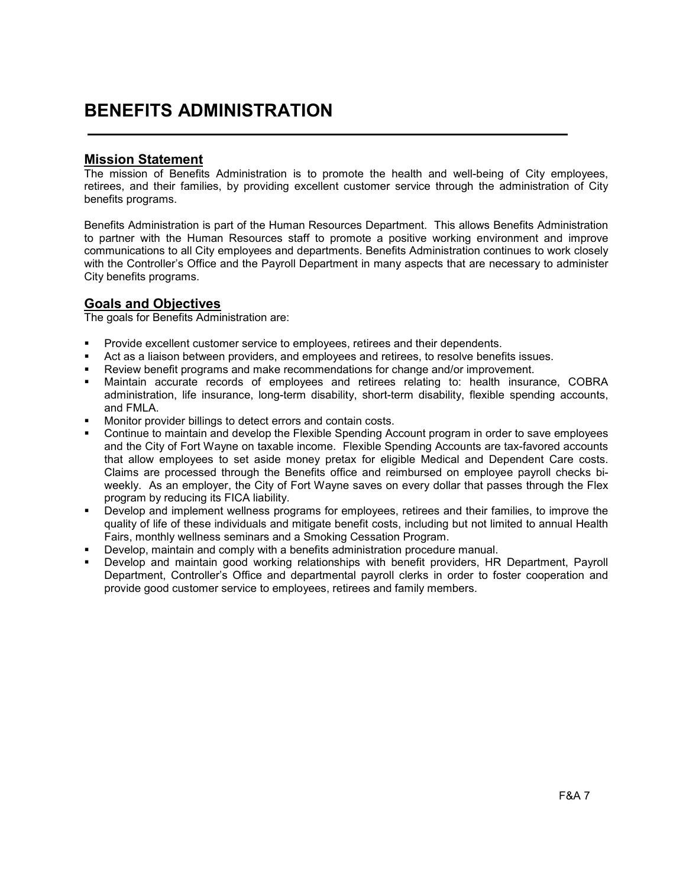# BENEFITS ADMINISTRATION

## Mission Statement

The mission of Benefits Administration is to promote the health and well-being of City employees, retirees, and their families, by providing excellent customer service through the administration of City benefits programs.

Benefits Administration is part of the Human Resources Department. This allows Benefits Administration to partner with the Human Resources staff to promote a positive working environment and improve communications to all City employees and departments. Benefits Administration continues to work closely with the Controller's Office and the Payroll Department in many aspects that are necessary to administer City benefits programs.

## Goals and Objectives

The goals for Benefits Administration are:

- Provide excellent customer service to employees, retirees and their dependents.
- Act as a liaison between providers, and employees and retirees, to resolve benefits issues.
- Review benefit programs and make recommendations for change and/or improvement.
- Maintain accurate records of employees and retirees relating to: health insurance, COBRA administration, life insurance, long-term disability, short-term disability, flexible spending accounts, and FMLA.
- Monitor provider billings to detect errors and contain costs.
- Continue to maintain and develop the Flexible Spending Account program in order to save employees and the City of Fort Wayne on taxable income. Flexible Spending Accounts are tax-favored accounts that allow employees to set aside money pretax for eligible Medical and Dependent Care costs. Claims are processed through the Benefits office and reimbursed on employee payroll checks bi-weekly. As an employer, the City of Fort Wayne saves on every dollar that passes through the Flex program by reducing its FICA liability.
- Develop and implement wellness programs for employees, retirees and their families, to improve the quality of life of these individuals and mitigate benefit costs, including but not limited to annual Health Fairs, monthly wellness seminars and a Smoking Cessation Program.
- Develop, maintain and comply with a benefits administration procedure manual.
- Develop and maintain good working relationships with benefit providers, HR Department, Payroll Department, Controller's Office and departmental payroll clerks in order to foster cooperation and provide good customer service to employees, retirees and family members.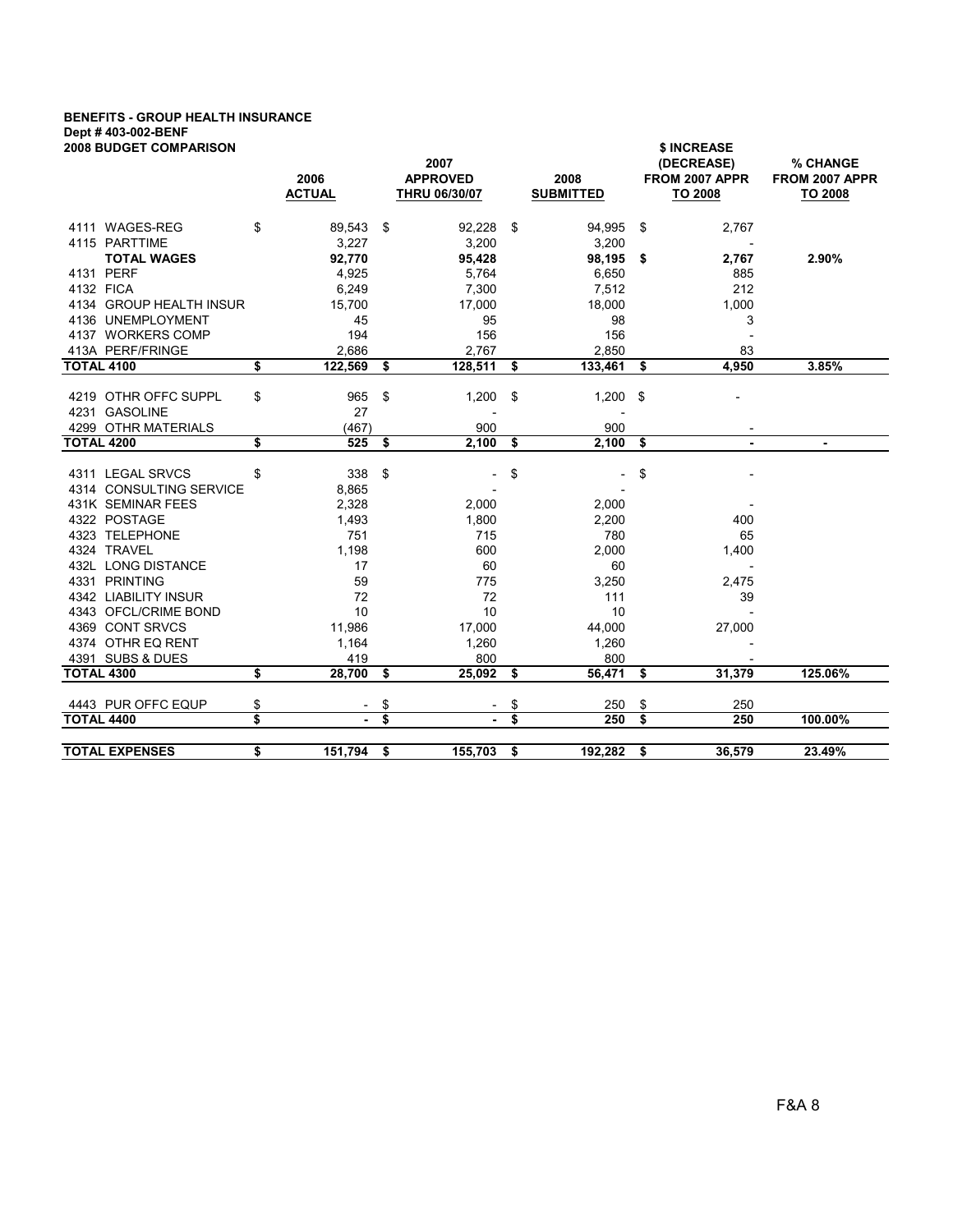**BENEFITS - GROUP HEALTH INSURANCE**
**Dept # 403-002-BENF**
**2008 BUDGET COMPARISON**

| | 2006 ACTUAL | 2007 APPROVED THRU 06/30/07 | 2008 SUBMITTED | $ INCREASE (DECREASE) FROM 2007 APPR TO 2008 | % CHANGE FROM 2007 APPR TO 2008 |
|---|---|---|---|---|---|
| 4111 WAGES-REG | $ 89,543 | $ 92,228 | $ 94,995 | $ 2,767 | |
| 4115 PARTTIME | 3,227 | 3,200 | 3,200 | - | |
| **TOTAL WAGES** | **92,770** | **95,428** | **98,195** | **$ 2,767** | **2.90%** |
| 4131 PERF | 4,925 | 5,764 | 6,650 | 885 | |
| 4132 FICA | 6,249 | 7,300 | 7,512 | 212 | |
| 4134 GROUP HEALTH INSUR | 15,700 | 17,000 | 18,000 | 1,000 | |
| 4136 UNEMPLOYMENT | 45 | 95 | 98 | 3 | |
| 4137 WORKERS COMP | 194 | 156 | 156 | - | |
| 413A PERF/FRINGE | 2,686 | 2,767 | 2,850 | 83 | |
| **TOTAL 4100** | **$ 122,569** | **$ 128,511** | **$ 133,461** | **$ 4,950** | **3.85%** |
| 4219 OTHR OFFC SUPPL | $ 965 | $ 1,200 | $ 1,200 | $ - | |
| 4231 GASOLINE | 27 | - | - | | |
| 4299 OTHR MATERIALS | (467) | 900 | 900 | - | |
| **TOTAL 4200** | **$ 525** | **$ 2,100** | **$ 2,100** | **$ -** | **-** |
| 4311 LEGAL SRVCS | $ 338 | $ - | $ - | $ - | |
| 4314 CONSULTING SERVICE | 8,865 | - | - | | |
| 431K SEMINAR FEES | 2,328 | 2,000 | 2,000 | - | |
| 4322 POSTAGE | 1,493 | 1,800 | 2,200 | 400 | |
| 4323 TELEPHONE | 751 | 715 | 780 | 65 | |
| 4324 TRAVEL | 1,198 | 600 | 2,000 | 1,400 | |
| 432L LONG DISTANCE | 17 | 60 | 60 | - | |
| 4331 PRINTING | 59 | 775 | 3,250 | 2,475 | |
| 4342 LIABILITY INSUR | 72 | 72 | 111 | 39 | |
| 4343 OFCL/CRIME BOND | 10 | 10 | 10 | - | |
| 4369 CONT SRVCS | 11,986 | 17,000 | 44,000 | 27,000 | |
| 4374 OTHR EQ RENT | 1,164 | 1,260 | 1,260 | - | |
| 4391 SUBS & DUES | 419 | 800 | 800 | - | |
| **TOTAL 4300** | **$ 28,700** | **$ 25,092** | **$ 56,471** | **$ 31,379** | **125.06%** |
| 4443 PUR OFFC EQUP | $ - | $ - | $ 250 | $ 250 | |
| **TOTAL 4400** | **$ -** | **$ -** | **$ 250** | **$ 250** | **100.00%** |
| **TOTAL EXPENSES** | **$ 151,794** | **$ 155,703** | **$ 192,282** | **$ 36,579** | **23.49%** |

F&A 8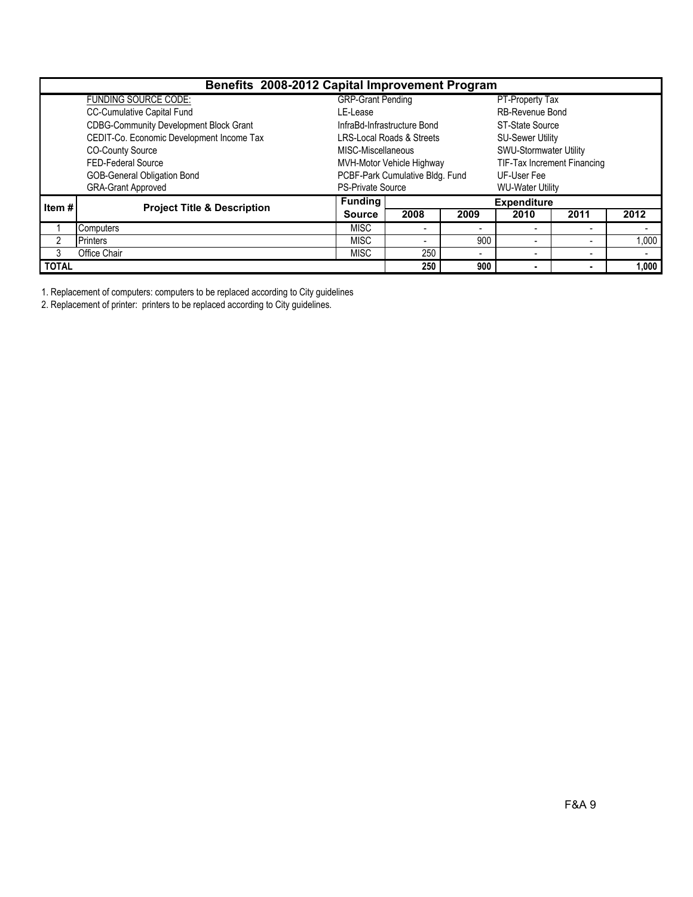## Benefits 2008-2012 Capital Improvement Program

| FUNDING SOURCE CODE: | | |
|---|---|---|
| CC-Cumulative Capital Fund | GRP-Grant Pending | PT-Property Tax |
| CDBG-Community Development Block Grant | LE-Lease | RB-Revenue Bond |
| CEDIT-Co. Economic Development Income Tax | InfraBd-Infrastructure Bond | ST-State Source |
| CO-County Source | LRS-Local Roads & Streets | SU-Sewer Utility |
| FED-Federal Source | MISC-Miscellaneous | SWU-Stormwater Utility |
| GOB-General Obligation Bond | MVH-Motor Vehicle Highway | TIF-Tax Increment Financing |
| GRA-Grant Approved | PCBF-Park Cumulative Bldg. Fund | UF-User Fee |
| | PS-Private Source | WU-Water Utility |

| Item # | Project Title & Description | Funding Source | Expenditure 2008 | 2009 | 2010 | 2011 | 2012 |
|---|---|---|---|---|---|---|---|
| 1 | Computers | MISC | - | - | - | - | - |
| 2 | Printers | MISC | - | 900 | - | - | 1,000 |
| 3 | Office Chair | MISC | 250 | - | - | - | - |
| **TOTAL** | | | **250** | **900** | **-** | **-** | **1,000** |

1. Replacement of computers: computers to be replaced according to City guidelines
2. Replacement of printer: printers to be replaced according to City guidelines.

F&A 9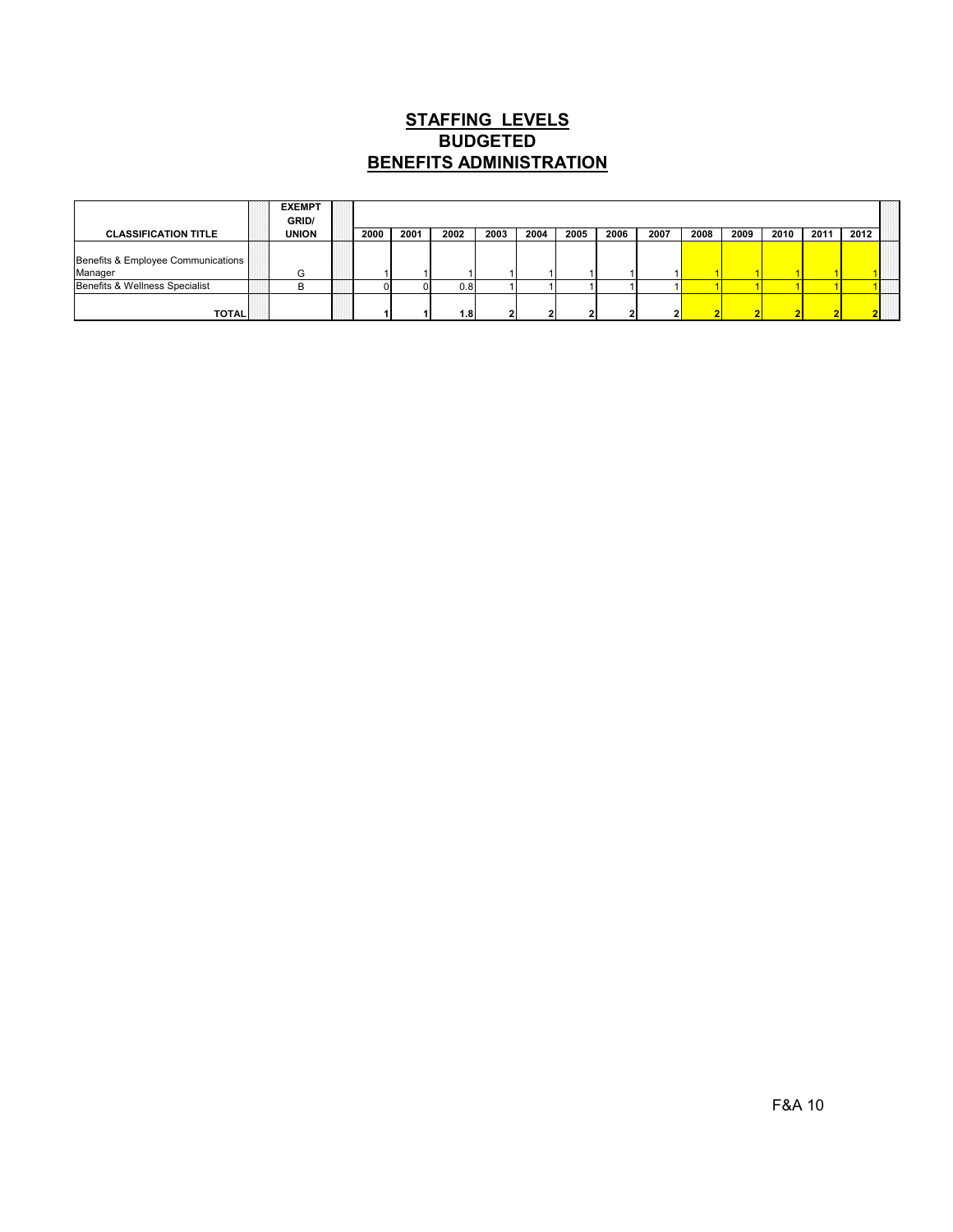# STAFFING LEVELS
## BUDGETED
## BENEFITS ADMINISTRATION

| CLASSIFICATION TITLE | EXEMPT GRID/ UNION | 2000 | 2001 | 2002 | 2003 | 2004 | 2005 | 2006 | 2007 | 2008 | 2009 | 2010 | 2011 | 2012 |
|---|---|---|---|---|---|---|---|---|---|---|---|---|---|---|
| Benefits & Employee Communications Manager | G | 1 | 1 | 1 | 1 | 1 | 1 | 1 | 1 | 1 | 1 | 1 | 1 | 1 |
| Benefits & Wellness Specialist | B | 0 | 0 | 0.8 | 1 | 1 | 1 | 1 | 1 | 1 | 1 | 1 | 1 | 1 |
| **TOTAL** | | **1** | **1** | **1.8** | **2** | **2** | **2** | **2** | **2** | **2** | **2** | **2** | **2** | **2** |

F&A 10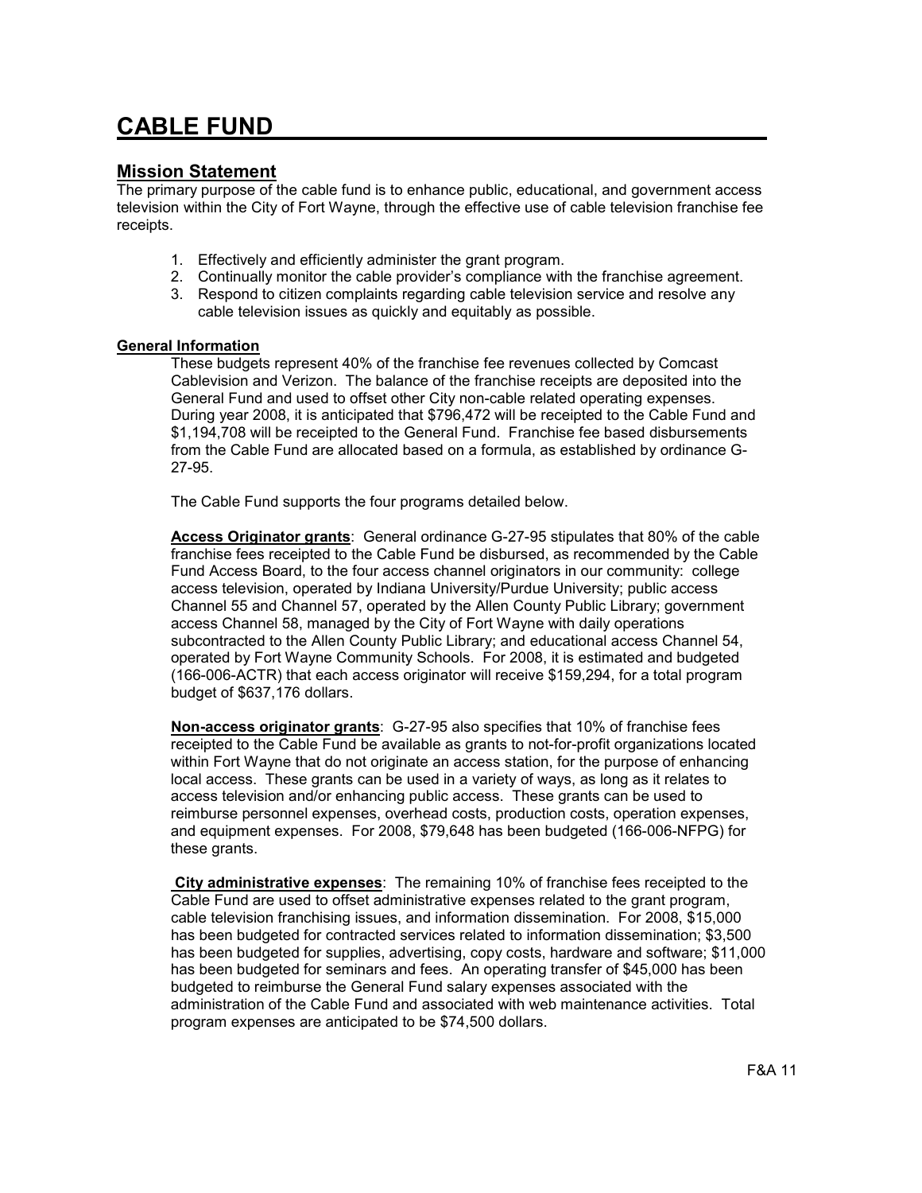# CABLE FUND

## Mission Statement

The primary purpose of the cable fund is to enhance public, educational, and government access television within the City of Fort Wayne, through the effective use of cable television franchise fee receipts.

1. Effectively and efficiently administer the grant program.
2. Continually monitor the cable provider's compliance with the franchise agreement.
3. Respond to citizen complaints regarding cable television service and resolve any cable television issues as quickly and equitably as possible.

### General Information

These budgets represent 40% of the franchise fee revenues collected by Comcast Cablevision and Verizon. The balance of the franchise receipts are deposited into the General Fund and used to offset other City non-cable related operating expenses. During year 2008, it is anticipated that $796,472 will be receipted to the Cable Fund and $1,194,708 will be receipted to the General Fund. Franchise fee based disbursements from the Cable Fund are allocated based on a formula, as established by ordinance G-27-95.

The Cable Fund supports the four programs detailed below.

**Access Originator grants**: General ordinance G-27-95 stipulates that 80% of the cable franchise fees receipted to the Cable Fund be disbursed, as recommended by the Cable Fund Access Board, to the four access channel originators in our community: college access television, operated by Indiana University/Purdue University; public access Channel 55 and Channel 57, operated by the Allen County Public Library; government access Channel 58, managed by the City of Fort Wayne with daily operations subcontracted to the Allen County Public Library; and educational access Channel 54, operated by Fort Wayne Community Schools. For 2008, it is estimated and budgeted (166-006-ACTR) that each access originator will receive $159,294, for a total program budget of $637,176 dollars.

**Non-access originator grants**: G-27-95 also specifies that 10% of franchise fees receipted to the Cable Fund be available as grants to not-for-profit organizations located within Fort Wayne that do not originate an access station, for the purpose of enhancing local access. These grants can be used in a variety of ways, as long as it relates to access television and/or enhancing public access. These grants can be used to reimburse personnel expenses, overhead costs, production costs, operation expenses, and equipment expenses. For 2008, $79,648 has been budgeted (166-006-NFPG) for these grants.

**City administrative expenses**: The remaining 10% of franchise fees receipted to the Cable Fund are used to offset administrative expenses related to the grant program, cable television franchising issues, and information dissemination. For 2008, $15,000 has been budgeted for contracted services related to information dissemination; $3,500 has been budgeted for supplies, advertising, copy costs, hardware and software; $11,000 has been budgeted for seminars and fees. An operating transfer of $45,000 has been budgeted to reimburse the General Fund salary expenses associated with the administration of the Cable Fund and associated with web maintenance activities. Total program expenses are anticipated to be $74,500 dollars.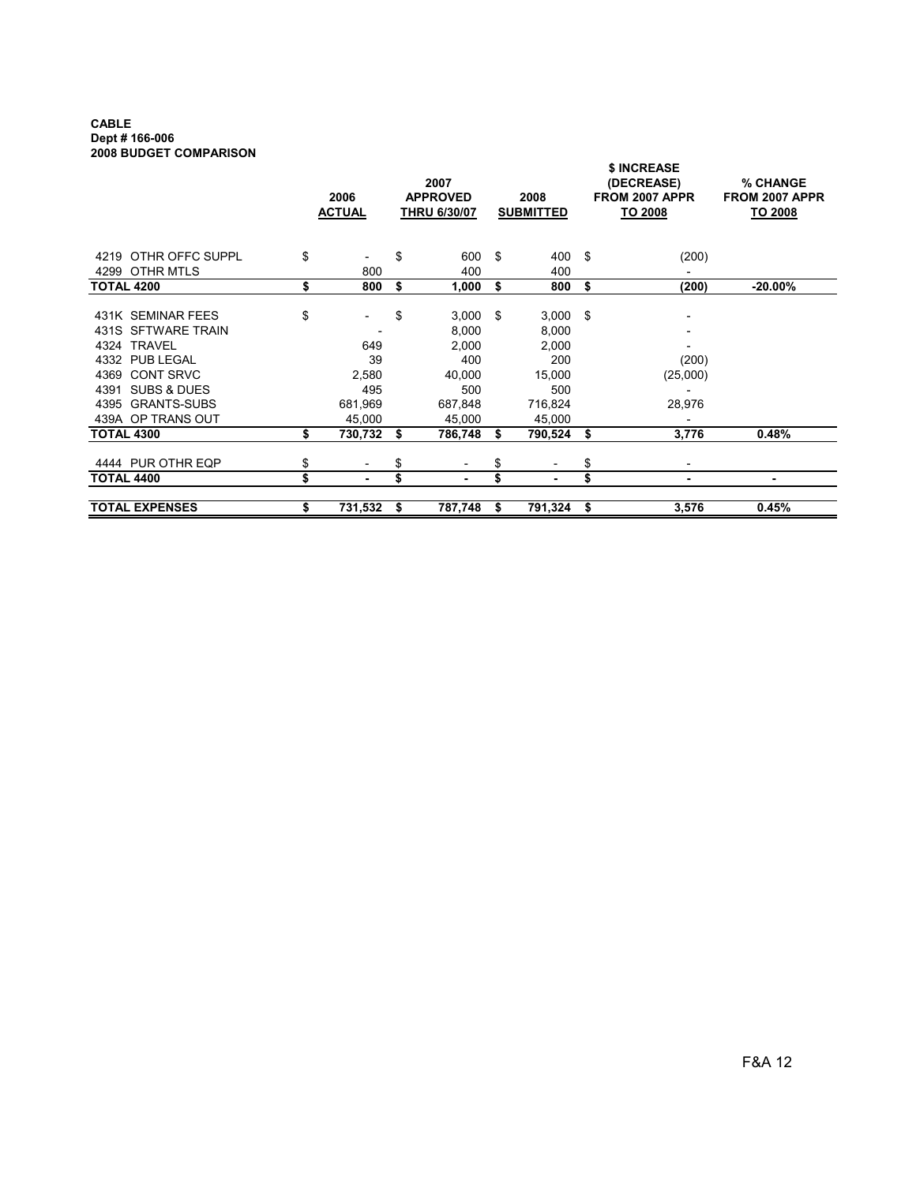**CABLE**
**Dept # 166-006**
**2008 BUDGET COMPARISON**

| | 2006 ACTUAL | 2007 APPROVED THRU 6/30/07 | 2008 SUBMITTED | $ INCREASE (DECREASE) FROM 2007 APPR TO 2008 | % CHANGE FROM 2007 APPR TO 2008 |
|---|---|---|---|---|---|
| 4219 OTHR OFFC SUPPL | $ - | $ 600 | $ 400 | $ (200) | |
| 4299 OTHR MTLS | 800 | 400 | 400 | - | |
| **TOTAL 4200** | **$ 800** | **$ 1,000** | **$ 800** | **$ (200)** | **-20.00%** |
| 431K SEMINAR FEES | $ - | $ 3,000 | $ 3,000 | $ - | |
| 431S SFTWARE TRAIN | - | 8,000 | 8,000 | - | |
| 4324 TRAVEL | 649 | 2,000 | 2,000 | - | |
| 4332 PUB LEGAL | 39 | 400 | 200 | (200) | |
| 4369 CONT SRVC | 2,580 | 40,000 | 15,000 | (25,000) | |
| 4391 SUBS & DUES | 495 | 500 | 500 | - | |
| 4395 GRANTS-SUBS | 681,969 | 687,848 | 716,824 | 28,976 | |
| 439A OP TRANS OUT | 45,000 | 45,000 | 45,000 | - | |
| **TOTAL 4300** | **$ 730,732** | **$ 786,748** | **$ 790,524** | **$ 3,776** | **0.48%** |
| 4444 PUR OTHR EQP | $ - | $ - | $ - | $ - | |
| **TOTAL 4400** | **$ -** | **$ -** | **$ -** | **$ -** | **-** |
| **TOTAL EXPENSES** | **$ 731,532** | **$ 787,748** | **$ 791,324** | **$ 3,576** | **0.45%** |

F&A 12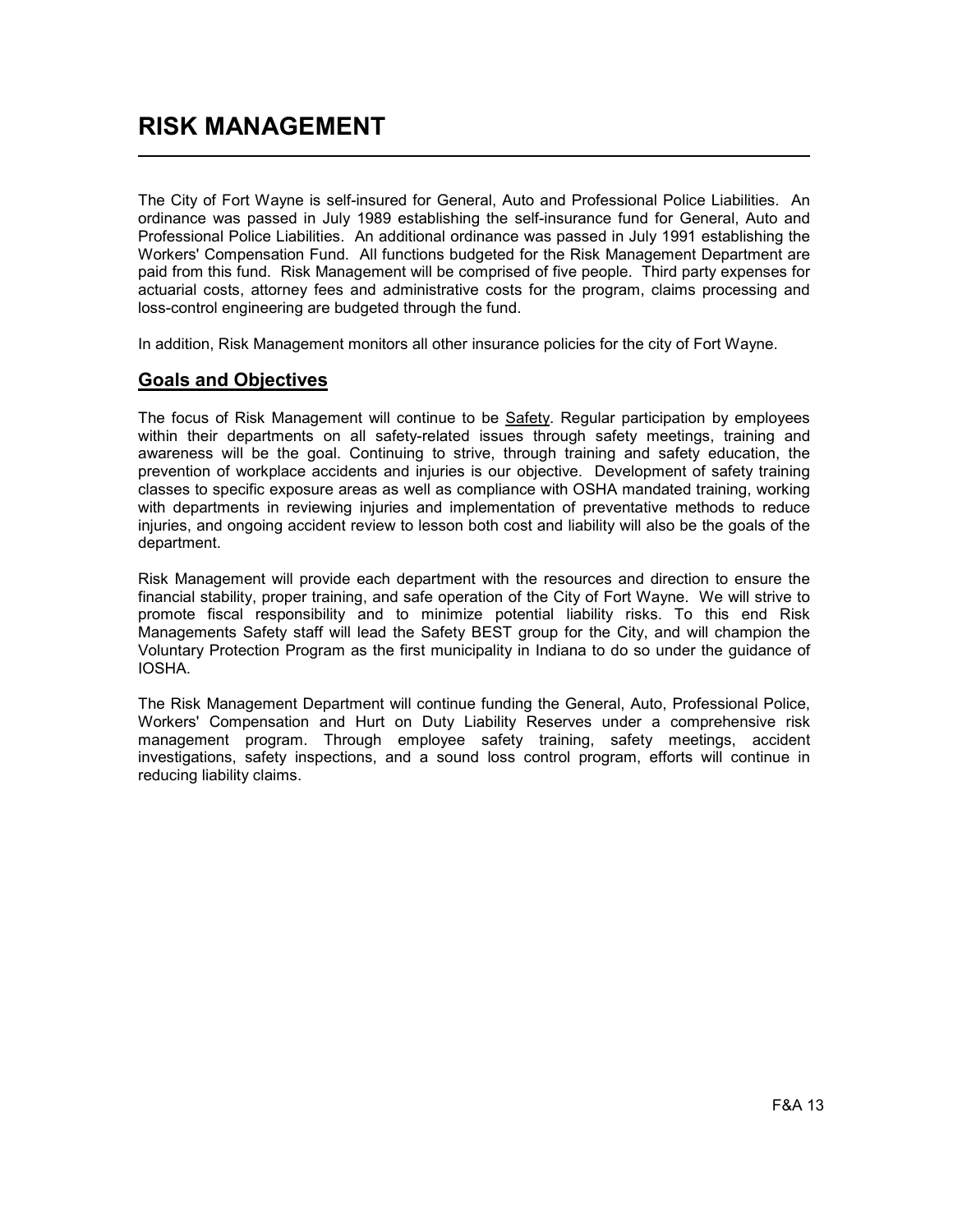# RISK MANAGEMENT

The City of Fort Wayne is self-insured for General, Auto and Professional Police Liabilities. An ordinance was passed in July 1989 establishing the self-insurance fund for General, Auto and Professional Police Liabilities. An additional ordinance was passed in July 1991 establishing the Workers' Compensation Fund. All functions budgeted for the Risk Management Department are paid from this fund. Risk Management will be comprised of five people. Third party expenses for actuarial costs, attorney fees and administrative costs for the program, claims processing and loss-control engineering are budgeted through the fund.

In addition, Risk Management monitors all other insurance policies for the city of Fort Wayne.

## Goals and Objectives

The focus of Risk Management will continue to be Safety. Regular participation by employees within their departments on all safety-related issues through safety meetings, training and awareness will be the goal. Continuing to strive, through training and safety education, the prevention of workplace accidents and injuries is our objective. Development of safety training classes to specific exposure areas as well as compliance with OSHA mandated training, working with departments in reviewing injuries and implementation of preventative methods to reduce injuries, and ongoing accident review to lesson both cost and liability will also be the goals of the department.

Risk Management will provide each department with the resources and direction to ensure the financial stability, proper training, and safe operation of the City of Fort Wayne. We will strive to promote fiscal responsibility and to minimize potential liability risks. To this end Risk Managements Safety staff will lead the Safety BEST group for the City, and will champion the Voluntary Protection Program as the first municipality in Indiana to do so under the guidance of IOSHA.

The Risk Management Department will continue funding the General, Auto, Professional Police, Workers' Compensation and Hurt on Duty Liability Reserves under a comprehensive risk management program. Through employee safety training, safety meetings, accident investigations, safety inspections, and a sound loss control program, efforts will continue in reducing liability claims.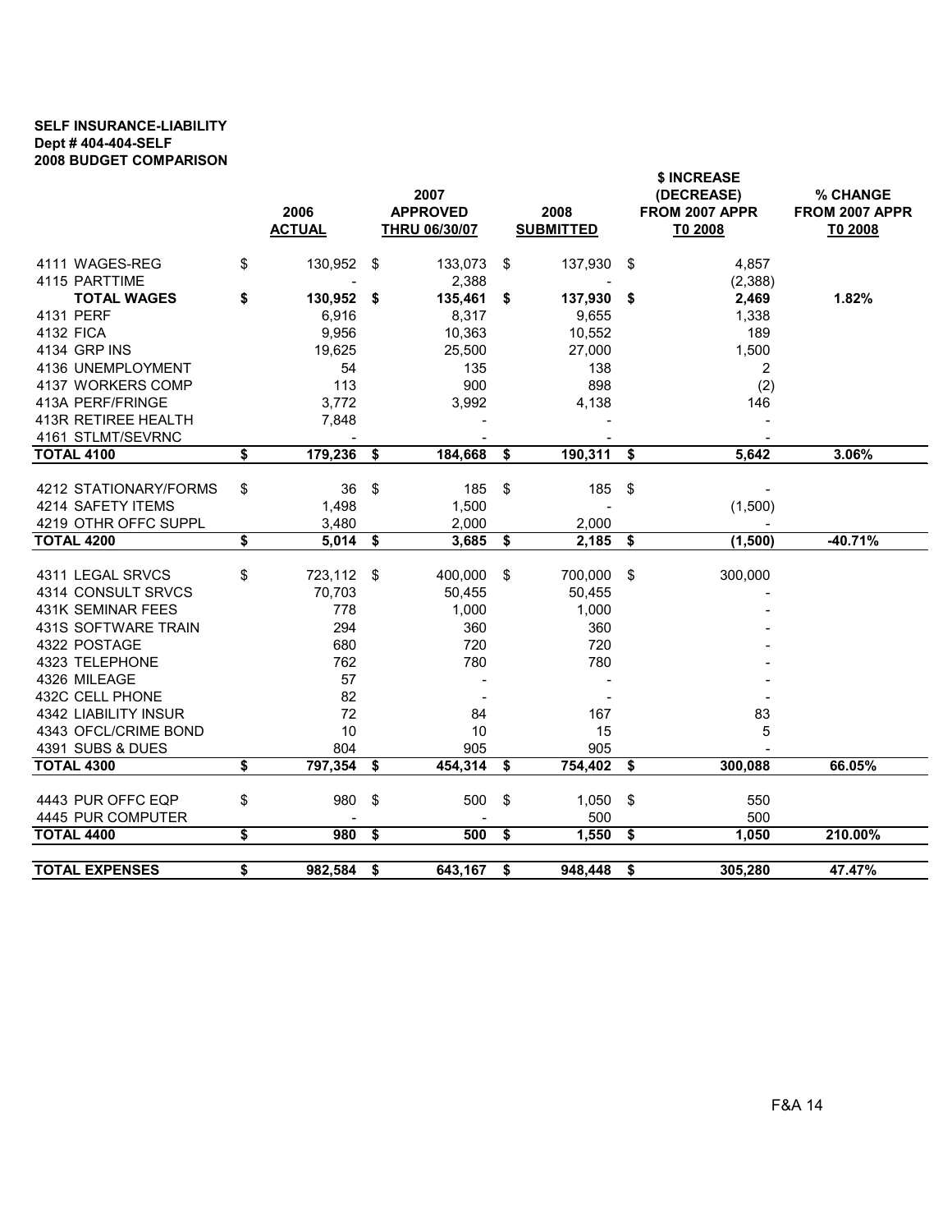**SELF INSURANCE-LIABILITY**
**Dept # 404-404-SELF**
**2008 BUDGET COMPARISON**

| | 2006 ACTUAL | 2007 APPROVED THRU 06/30/07 | 2008 SUBMITTED | $ INCREASE (DECREASE) FROM 2007 APPR T0 2008 | % CHANGE FROM 2007 APPR T0 2008 |
|---|---|---|---|---|---|
| 4111 WAGES-REG | $ 130,952 | $ 133,073 | $ 137,930 | $ 4,857 | |
| 4115 PARTTIME | - | 2,388 | - | (2,388) | |
| **TOTAL WAGES** | **$ 130,952** | **$ 135,461** | **$ 137,930** | **$ 2,469** | **1.82%** |
| 4131 PERF | 6,916 | 8,317 | 9,655 | 1,338 | |
| 4132 FICA | 9,956 | 10,363 | 10,552 | 189 | |
| 4134 GRP INS | 19,625 | 25,500 | 27,000 | 1,500 | |
| 4136 UNEMPLOYMENT | 54 | 135 | 138 | 2 | |
| 4137 WORKERS COMP | 113 | 900 | 898 | (2) | |
| 413A PERF/FRINGE | 3,772 | 3,992 | 4,138 | 146 | |
| 413R RETIREE HEALTH | 7,848 | - | - | - | |
| 4161 STLMT/SEVRNC | - | - | - | - | |
| **TOTAL 4100** | **$ 179,236** | **$ 184,668** | **$ 190,311** | **$ 5,642** | **3.06%** |
| 4212 STATIONARY/FORMS | $ 36 | $ 185 | $ 185 | $ - | |
| 4214 SAFETY ITEMS | 1,498 | 1,500 | - | (1,500) | |
| 4219 OTHR OFFC SUPPL | 3,480 | 2,000 | 2,000 | - | |
| **TOTAL 4200** | **$ 5,014** | **$ 3,685** | **$ 2,185** | **$ (1,500)** | **-40.71%** |
| 4311 LEGAL SRVCS | $ 723,112 | $ 400,000 | $ 700,000 | $ 300,000 | |
| 4314 CONSULT SRVCS | 70,703 | 50,455 | 50,455 | - | |
| 431K SEMINAR FEES | 778 | 1,000 | 1,000 | - | |
| 431S SOFTWARE TRAIN | 294 | 360 | 360 | - | |
| 4322 POSTAGE | 680 | 720 | 720 | - | |
| 4323 TELEPHONE | 762 | 780 | 780 | - | |
| 4326 MILEAGE | 57 | - | - | - | |
| 432C CELL PHONE | 82 | - | - | - | |
| 4342 LIABILITY INSUR | 72 | 84 | 167 | 83 | |
| 4343 OFCL/CRIME BOND | 10 | 10 | 15 | 5 | |
| 4391 SUBS & DUES | 804 | 905 | 905 | - | |
| **TOTAL 4300** | **$ 797,354** | **$ 454,314** | **$ 754,402** | **$ 300,088** | **66.05%** |
| 4443 PUR OFFC EQP | $ 980 | $ 500 | $ 1,050 | $ 550 | |
| 4445 PUR COMPUTER | - | - | 500 | 500 | |
| **TOTAL 4400** | **$ 980** | **$ 500** | **$ 1,550** | **$ 1,050** | **210.00%** |
| **TOTAL EXPENSES** | **$ 982,584** | **$ 643,167** | **$ 948,448** | **$ 305,280** | **47.47%** |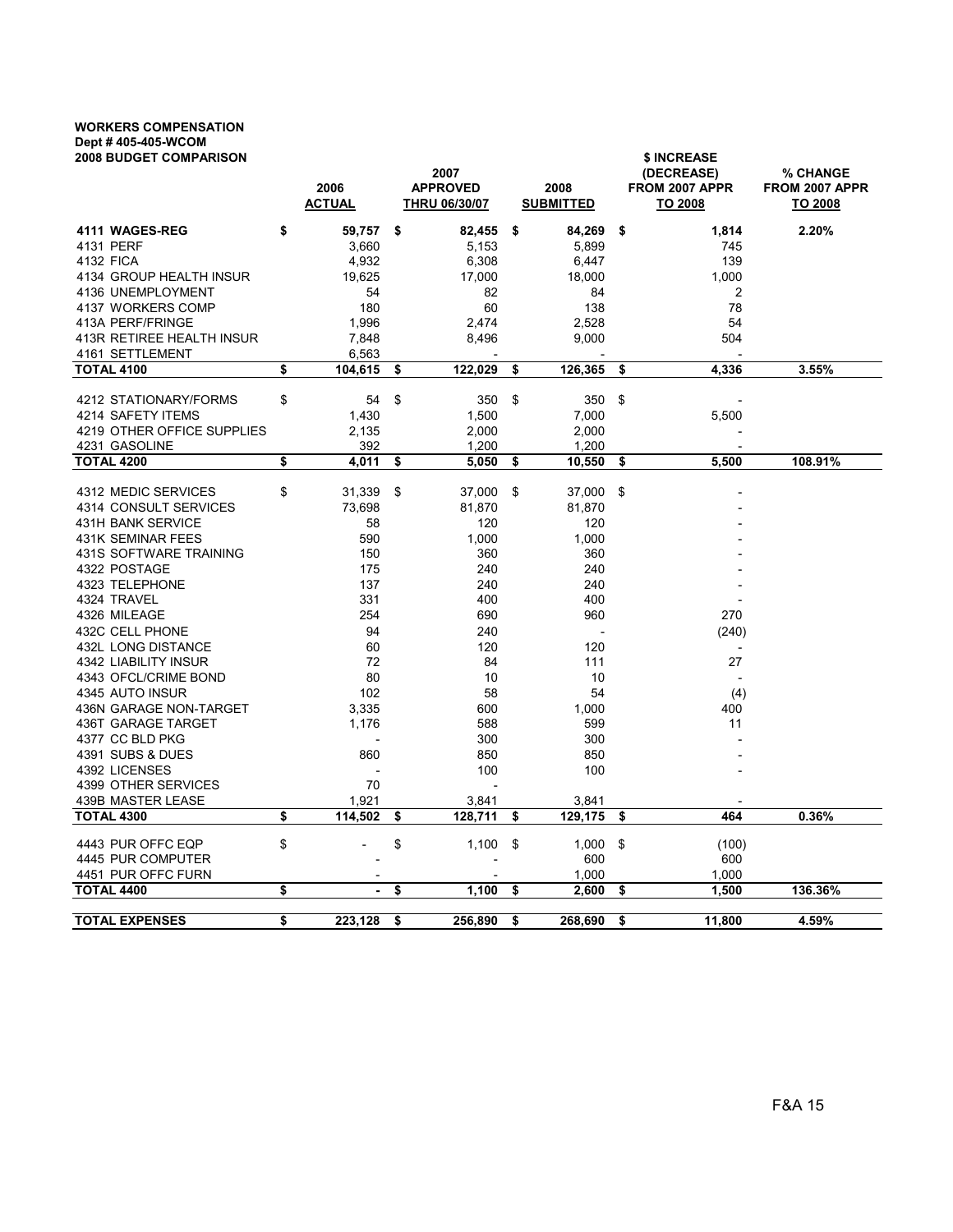**WORKERS COMPENSATION**
**Dept # 405-405-WCOM**
**2008 BUDGET COMPARISON**

| | 2006 ACTUAL | 2007 APPROVED THRU 06/30/07 | 2008 SUBMITTED | $ INCREASE (DECREASE) FROM 2007 APPR TO 2008 | % CHANGE FROM 2007 APPR TO 2008 |
|---|---|---|---|---|---|
| 4111 WAGES-REG | $ 59,757 | $ 82,455 | $ 84,269 | $ 1,814 | 2.20% |
| 4131 PERF | 3,660 | 5,153 | 5,899 | 745 | |
| 4132 FICA | 4,932 | 6,308 | 6,447 | 139 | |
| 4134 GROUP HEALTH INSUR | 19,625 | 17,000 | 18,000 | 1,000 | |
| 4136 UNEMPLOYMENT | 54 | 82 | 84 | 2 | |
| 4137 WORKERS COMP | 180 | 60 | 138 | 78 | |
| 413A PERF/FRINGE | 1,996 | 2,474 | 2,528 | 54 | |
| 413R RETIREE HEALTH INSUR | 7,848 | 8,496 | 9,000 | 504 | |
| 4161 SETTLEMENT | 6,563 | - | - | - | |
| **TOTAL 4100** | **$ 104,615** | **$ 122,029** | **$ 126,365** | **$ 4,336** | **3.55%** |
| | | | | | |
| 4212 STATIONARY/FORMS | $ 54 | $ 350 | $ 350 | $ - | |
| 4214 SAFETY ITEMS | 1,430 | 1,500 | 7,000 | 5,500 | |
| 4219 OTHER OFFICE SUPPLIES | 2,135 | 2,000 | 2,000 | - | |
| 4231 GASOLINE | 392 | 1,200 | 1,200 | - | |
| **TOTAL 4200** | **$ 4,011** | **$ 5,050** | **$ 10,550** | **$ 5,500** | **108.91%** |
| | | | | | |
| 4312 MEDIC SERVICES | $ 31,339 | $ 37,000 | $ 37,000 | $ - | |
| 4314 CONSULT SERVICES | 73,698 | 81,870 | 81,870 | - | |
| 431H BANK SERVICE | 58 | 120 | 120 | - | |
| 431K SEMINAR FEES | 590 | 1,000 | 1,000 | - | |
| 431S SOFTWARE TRAINING | 150 | 360 | 360 | - | |
| 4322 POSTAGE | 175 | 240 | 240 | - | |
| 4323 TELEPHONE | 137 | 240 | 240 | - | |
| 4324 TRAVEL | 331 | 400 | 400 | - | |
| 4326 MILEAGE | 254 | 690 | 960 | 270 | |
| 432C CELL PHONE | 94 | 240 | - | (240) | |
| 432L LONG DISTANCE | 60 | 120 | 120 | - | |
| 4342 LIABILITY INSUR | 72 | 84 | 111 | 27 | |
| 4343 OFCL/CRIME BOND | 80 | 10 | 10 | - | |
| 4345 AUTO INSUR | 102 | 58 | 54 | (4) | |
| 436N GARAGE NON-TARGET | 3,335 | 600 | 1,000 | 400 | |
| 436T GARAGE TARGET | 1,176 | 588 | 599 | 11 | |
| 4377 CC BLD PKG | - | 300 | 300 | - | |
| 4391 SUBS & DUES | 860 | 850 | 850 | - | |
| 4392 LICENSES | - | 100 | 100 | - | |
| 4399 OTHER SERVICES | 70 | - | | | |
| 439B MASTER LEASE | 1,921 | 3,841 | 3,841 | - | |
| **TOTAL 4300** | **$ 114,502** | **$ 128,711** | **$ 129,175** | **$ 464** | **0.36%** |
| | | | | | |
| 4443 PUR OFFC EQP | $ - | $ 1,100 | $ 1,000 | $ (100) | |
| 4445 PUR COMPUTER | - | - | 600 | 600 | |
| 4451 PUR OFFC FURN | - | - | 1,000 | 1,000 | |
| **TOTAL 4400** | **$ -** | **$ 1,100** | **$ 2,600** | **$ 1,500** | **136.36%** |
| | | | | | |
| **TOTAL EXPENSES** | **$ 223,128** | **$ 256,890** | **$ 268,690** | **$ 11,800** | **4.59%** |

F&A 15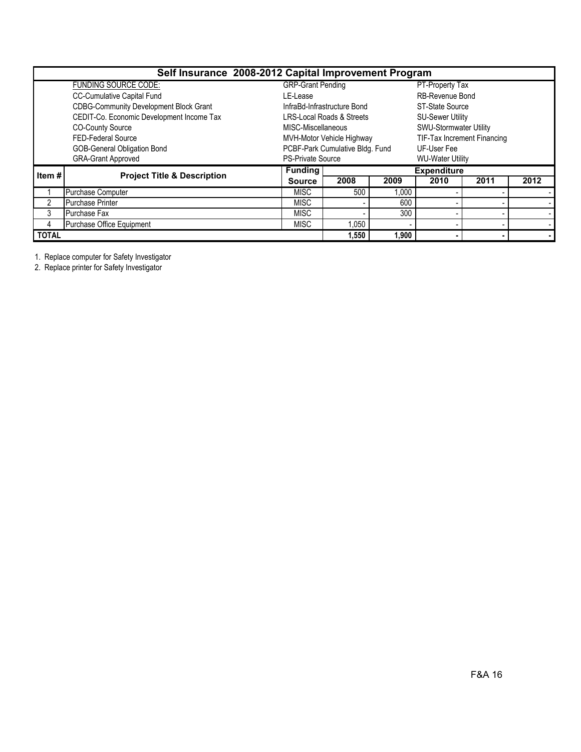# Self Insurance 2008-2012 Capital Improvement Program

| FUNDING SOURCE CODE: | | |
|---|---|---|
| CC-Cumulative Capital Fund | GRP-Grant Pending | PT-Property Tax |
| CDBG-Community Development Block Grant | LE-Lease | RB-Revenue Bond |
| CEDIT-Co. Economic Development Income Tax | InfraBd-Infrastructure Bond | ST-State Source |
| CO-County Source | LRS-Local Roads & Streets | SU-Sewer Utility |
| FED-Federal Source | MISC-Miscellaneous | SWU-Stormwater Utility |
| GOB-General Obligation Bond | MVH-Motor Vehicle Highway | TIF-Tax Increment Financing |
| GRA-Grant Approved | PCBF-Park Cumulative Bldg. Fund | UF-User Fee |
| | PS-Private Source | WU-Water Utility |

| Item # | Project Title & Description | Funding Source | Expenditure 2008 | 2009 | 2010 | 2011 | 2012 |
|---|---|---|---|---|---|---|---|
| 1 | Purchase Computer | MISC | 500 | 1,000 | - | - | - |
| 2 | Purchase Printer | MISC | - | 600 | - | - | - |
| 3 | Purchase Fax | MISC | - | 300 | - | - | - |
| 4 | Purchase Office Equipment | MISC | 1,050 | - | - | - | - |
| **TOTAL** | | | **1,550** | **1,900** | **-** | **-** | **-** |

1. Replace computer for Safety Investigator
2. Replace printer for Safety Investigator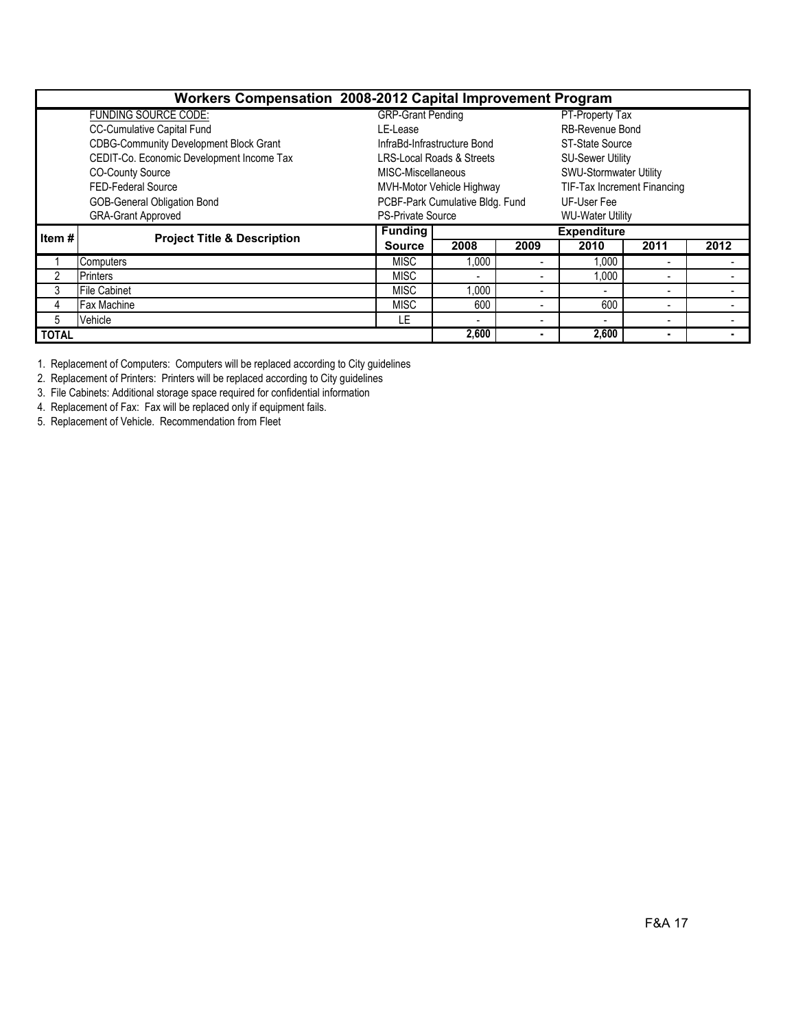# Workers Compensation 2008-2012 Capital Improvement Program

| FUNDING SOURCE CODE: | | |
|---|---|---|
| CC-Cumulative Capital Fund | GRP-Grant Pending | PT-Property Tax |
| CDBG-Community Development Block Grant | LE-Lease | RB-Revenue Bond |
| CEDIT-Co. Economic Development Income Tax | InfraBd-Infrastructure Bond | ST-State Source |
| CO-County Source | LRS-Local Roads & Streets | SU-Sewer Utility |
| FED-Federal Source | MISC-Miscellaneous | SWU-Stormwater Utility |
| GOB-General Obligation Bond | MVH-Motor Vehicle Highway | TIF-Tax Increment Financing |
| GRA-Grant Approved | PCBF-Park Cumulative Bldg. Fund | UF-User Fee |
| | PS-Private Source | WU-Water Utility |

| Item # | Project Title & Description | Funding Source | Expenditure | | | | |
|---|---|---|---|---|---|---|---|
| | | | 2008 | 2009 | 2010 | 2011 | 2012 |
| 1 | Computers | MISC | 1,000 | - | 1,000 | - | - |
| 2 | Printers | MISC | - | - | 1,000 | - | - |
| 3 | File Cabinet | MISC | 1,000 | - | - | - | - |
| 4 | Fax Machine | MISC | 600 | - | 600 | - | - |
| 5 | Vehicle | LE | - | - | - | - | - |
| **TOTAL** | | | **2,600** | **-** | **2,600** | **-** | **-** |

1. Replacement of Computers: Computers will be replaced according to City guidelines
2. Replacement of Printers: Printers will be replaced according to City guidelines
3. File Cabinets: Additional storage space required for confidential information
4. Replacement of Fax: Fax will be replaced only if equipment fails.
5. Replacement of Vehicle. Recommendation from Fleet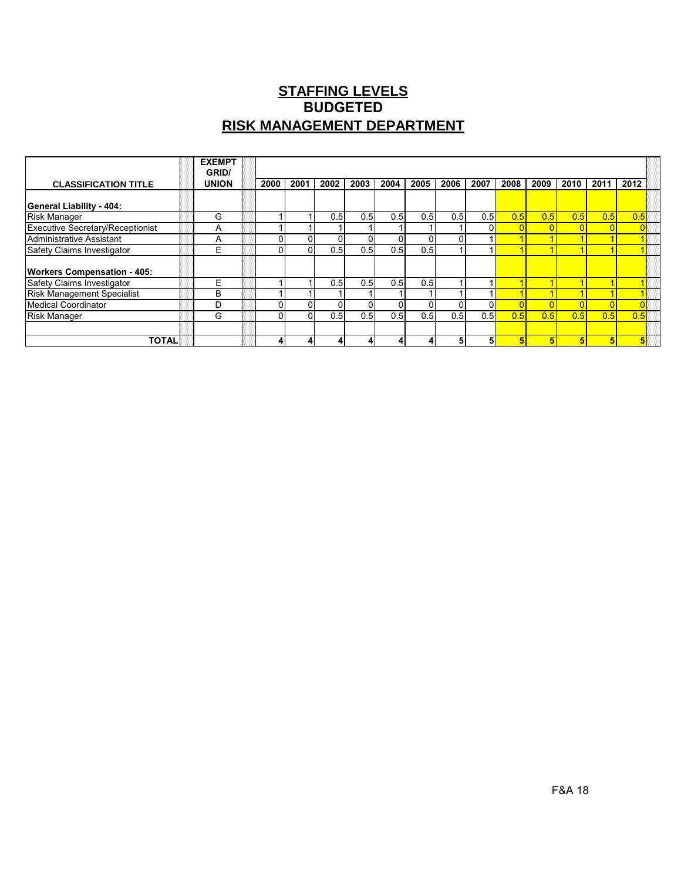# STAFFING LEVELS
## BUDGETED
## RISK MANAGEMENT DEPARTMENT

| CLASSIFICATION TITLE | EXEMPT GRID/ UNION | 2000 | 2001 | 2002 | 2003 | 2004 | 2005 | 2006 | 2007 | 2008 | 2009 | 2010 | 2011 | 2012 |
|---|---|---|---|---|---|---|---|---|---|---|---|---|---|---|
| **General Liability - 404:** | | | | | | | | | | | | | | |
| Risk Manager | G | 1 | 1 | 0.5 | 0.5 | 0.5 | 0.5 | 0.5 | 0.5 | 0.5 | 0.5 | 0.5 | 0.5 | 0.5 |
| Executive Secretary/Receptionist | A | 1 | 1 | 1 | 1 | 1 | 1 | 1 | 0 | 0 | 0 | 0 | 0 | 0 |
| Administrative Assistant | A | 0 | 0 | 0 | 0 | 0 | 0 | 0 | 1 | 1 | 1 | 1 | 1 | 1 |
| Safety Claims Investigator | E | 0 | 0 | 0.5 | 0.5 | 0.5 | 0.5 | 1 | 1 | 1 | 1 | 1 | 1 | 1 |
| **Workers Compensation - 405:** | | | | | | | | | | | | | | |
| Safety Claims Investigator | E | 1 | 1 | 0.5 | 0.5 | 0.5 | 0.5 | 1 | 1 | 1 | 1 | 1 | 1 | 1 |
| Risk Management Specialist | B | 1 | 1 | 1 | 1 | 1 | 1 | 1 | 1 | 1 | 1 | 1 | 1 | 1 |
| Medical Coordinator | D | 0 | 0 | 0 | 0 | 0 | 0 | 0 | 0 | 0 | 0 | 0 | 0 | 0 |
| Risk Manager | G | 0 | 0 | 0.5 | 0.5 | 0.5 | 0.5 | 0.5 | 0.5 | 0.5 | 0.5 | 0.5 | 0.5 | 0.5 |
| **TOTAL** | | **4** | **4** | **4** | **4** | **4** | **4** | **5** | **5** | **5** | **5** | **5** | **5** | **5** |

F&A 18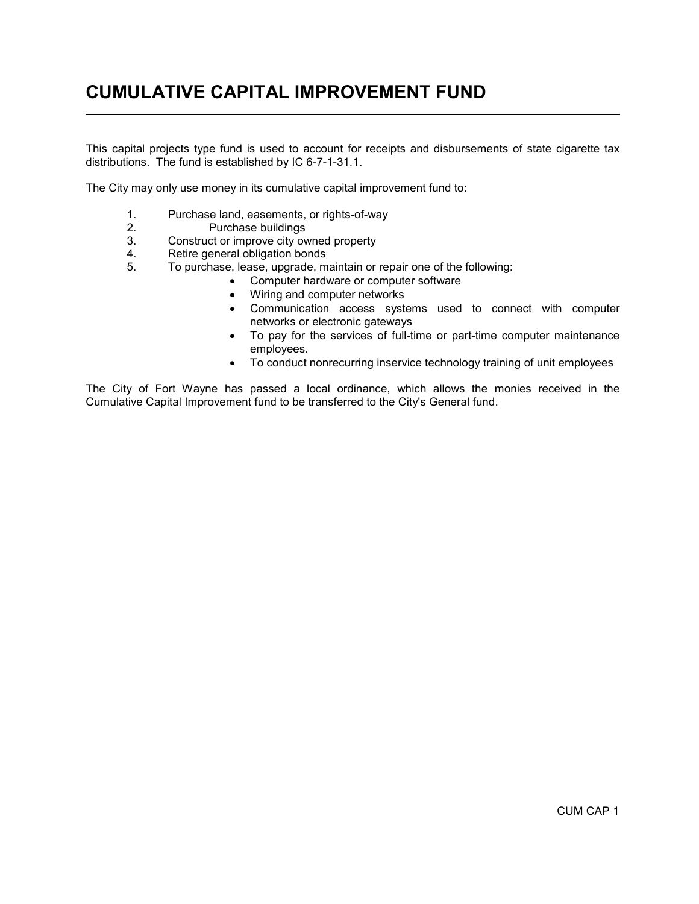# CUMULATIVE CAPITAL IMPROVEMENT FUND

This capital projects type fund is used to account for receipts and disbursements of state cigarette tax distributions. The fund is established by IC 6-7-1-31.1.

The City may only use money in its cumulative capital improvement fund to:

1. Purchase land, easements, or rights-of-way
2. Purchase buildings
3. Construct or improve city owned property
4. Retire general obligation bonds
5. To purchase, lease, upgrade, maintain or repair one of the following:
   - Computer hardware or computer software
   - Wiring and computer networks
   - Communication access systems used to connect with computer networks or electronic gateways
   - To pay for the services of full-time or part-time computer maintenance employees.
   - To conduct nonrecurring inservice technology training of unit employees

The City of Fort Wayne has passed a local ordinance, which allows the monies received in the Cumulative Capital Improvement fund to be transferred to the City's General fund.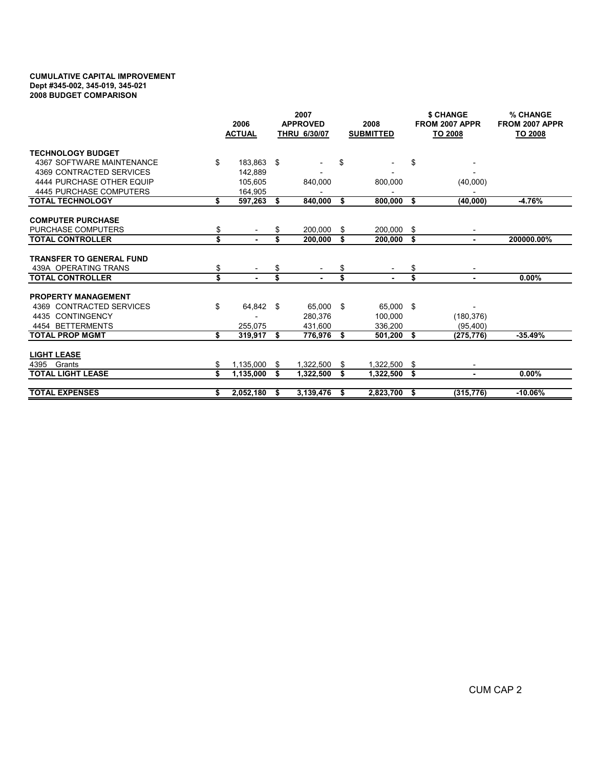**CUMULATIVE CAPITAL IMPROVEMENT**
**Dept #345-002, 345-019, 345-021**
**2008 BUDGET COMPARISON**

| | 2006 ACTUAL | 2007 APPROVED THRU 6/30/07 | 2008 SUBMITTED | $ CHANGE FROM 2007 APPR TO 2008 | % CHANGE FROM 2007 APPR TO 2008 |
|---|---|---|---|---|---|
| **TECHNOLOGY BUDGET** | | | | | |
| 4367 SOFTWARE MAINTENANCE | $ 183,863 | $ - | $ - | $ - | |
| 4369 CONTRACTED SERVICES | 142,889 | - | - | - | |
| 4444 PURCHASE OTHER EQUIP | 105,605 | 840,000 | 800,000 | (40,000) | |
| 4445 PURCHASE COMPUTERS | 164,905 | - | - | - | |
| **TOTAL TECHNOLOGY** | **$ 597,263** | **$ 840,000** | **$ 800,000** | **$ (40,000)** | **-4.76%** |
| **COMPUTER PURCHASE** | | | | | |
| PURCHASE COMPUTERS | $ - | $ 200,000 | $ 200,000 | $ - | |
| **TOTAL CONTROLLER** | **$ -** | **$ 200,000** | **$ 200,000** | **$ -** | **200000.00%** |
| **TRANSFER TO GENERAL FUND** | | | | | |
| 439A OPERATING TRANS | $ - | $ - | $ - | $ - | |
| **TOTAL CONTROLLER** | **$ -** | **$ -** | **$ -** | **$ -** | **0.00%** |
| **PROPERTY MANAGEMENT** | | | | | |
| 4369 CONTRACTED SERVICES | $ 64,842 | $ 65,000 | $ 65,000 | $ - | |
| 4435 CONTINGENCY | - | 280,376 | 100,000 | (180,376) | |
| 4454 BETTERMENTS | 255,075 | 431,600 | 336,200 | (95,400) | |
| **TOTAL PROP MGMT** | **$ 319,917** | **$ 776,976** | **$ 501,200** | **$ (275,776)** | **-35.49%** |
| **LIGHT LEASE** | | | | | |
| 4395 Grants | $ 1,135,000 | $ 1,322,500 | $ 1,322,500 | $ - | |
| **TOTAL LIGHT LEASE** | **$ 1,135,000** | **$ 1,322,500** | **$ 1,322,500** | **$ -** | **0.00%** |
| **TOTAL EXPENSES** | **$ 2,052,180** | **$ 3,139,476** | **$ 2,823,700** | **$ (315,776)** | **-10.06%** |

CUM CAP 2